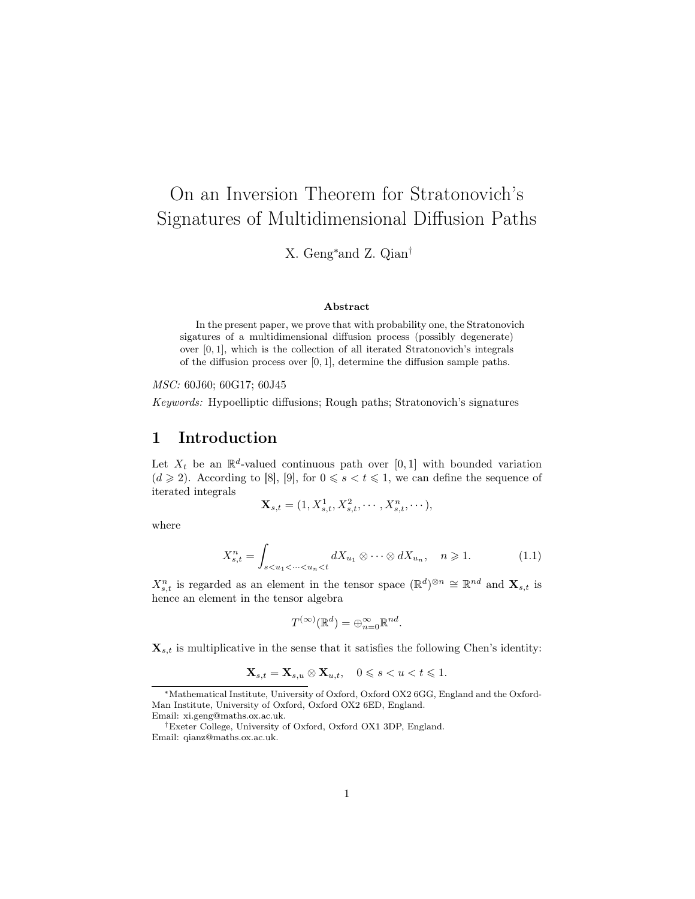# On an Inversion Theorem for Stratonovich's Signatures of Multidimensional Diffusion Paths

X. Geng[*] and Z. Qian[†]

### Abstract

In the present paper, we prove that with probability one, the Stratonovich sigatures of a multidimensional diffusion process (possibly degenerate) over $[0,1]$, which is the collection of all iterated Stratonovich's integrals of the diffusion process over $[0,1]$, determine the diffusion sample paths.

*MSC:* 60J60; 60G17; 60J45

*Keywords:* Hypoelliptic diffusions; Rough paths; Stratonovich's signatures

## 1 Introduction

Let $X_t$ be an $\mathbb{R}^d$-valued continuous path over $[0,1]$ with bounded variation ($d \geqslant 2$). According to [8], [9], for $0 \leqslant s < t \leqslant 1$, we can define the sequence of iterated integrals

$$\mathbf{X}_{s,t} = (1, X^1_{s,t}, X^2_{s,t}, \cdots, X^n_{s,t}, \cdots),$$

where

$$X^n_{s,t} = \int_{s<u_1<\cdots<u_n<t} dX_{u_1} \otimes \cdots \otimes dX_{u_n}, \quad n \geqslant 1. \tag{1.1}$$

$X^n_{s,t}$ is regarded as an element in the tensor space $(\mathbb{R}^d)^{\otimes n} \cong \mathbb{R}^{nd}$ and $\mathbf{X}_{s,t}$ is hence an element in the tensor algebra

$$T^{(\infty)}(\mathbb{R}^d) = \oplus_{n=0}^{\infty} \mathbb{R}^{nd}.$$

$\mathbf{X}_{s,t}$ is multiplicative in the sense that it satisfies the following Chen's identity:

$$\mathbf{X}_{s,t} = \mathbf{X}_{s,u} \otimes \mathbf{X}_{u,t}, \quad 0 \leqslant s < u < t \leqslant 1.$$

---

[*] Mathematical Institute, University of Oxford, Oxford OX2 6GG, England and the Oxford-Man Institute, University of Oxford, Oxford OX2 6ED, England. Email: xi.geng@maths.ox.ac.uk.

[†] Exeter College, University of Oxford, Oxford OX1 3DP, England. Email: qianz@maths.ox.ac.uk.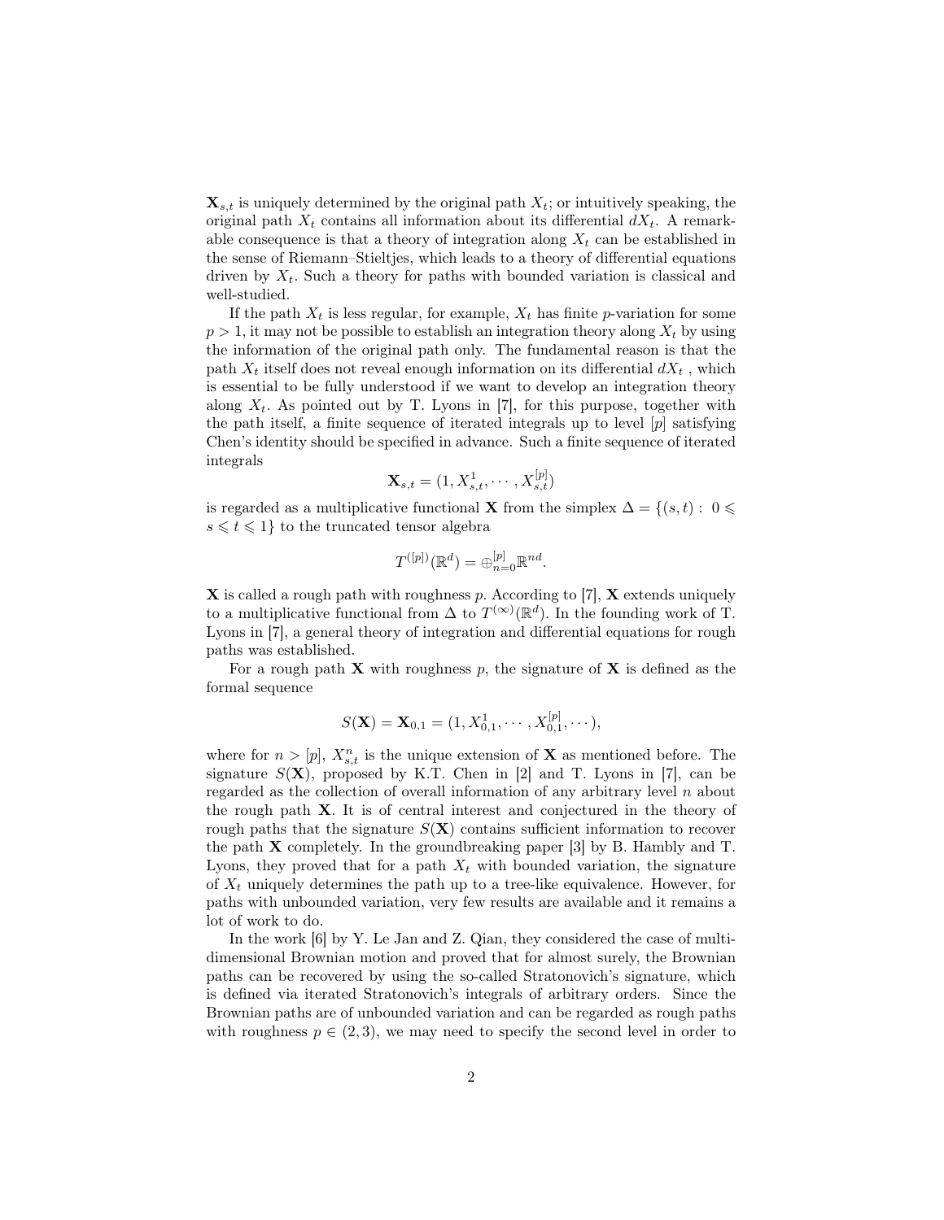$\mathbf{X}_{s,t}$ is uniquely determined by the original path $X_t$; or intuitively speaking, the original path $X_t$ contains all information about its differential $dX_t$. A remarkable consequence is that a theory of integration along $X_t$ can be established in the sense of Riemann–Stieltjes, which leads to a theory of differential equations driven by $X_t$. Such a theory for paths with bounded variation is classical and well-studied.

If the path $X_t$ is less regular, for example, $X_t$ has finite $p$-variation for some $p > 1$, it may not be possible to establish an integration theory along $X_t$ by using the information of the original path only. The fundamental reason is that the path $X_t$ itself does not reveal enough information on its differential $dX_t$ , which is essential to be fully understood if we want to develop an integration theory along $X_t$. As pointed out by T. Lyons in [7], for this purpose, together with the path itself, a finite sequence of iterated integrals up to level $[p]$ satisfying Chen's identity should be specified in advance. Such a finite sequence of iterated integrals

$$\mathbf{X}_{s,t} = (1, X_{s,t}^1, \cdots, X_{s,t}^{[p]})$$

is regarded as a multiplicative functional $\mathbf{X}$ from the simplex $\Delta = \{(s,t) : 0 \leqslant s \leqslant t \leqslant 1\}$ to the truncated tensor algebra

$$T^{([p])}(\mathbb{R}^d) = \oplus_{n=0}^{[p]} \mathbb{R}^{nd}.$$

$\mathbf{X}$ is called a rough path with roughness $p$. According to [7], $\mathbf{X}$ extends uniquely to a multiplicative functional from $\Delta$ to $T^{(\infty)}(\mathbb{R}^d)$. In the founding work of T. Lyons in [7], a general theory of integration and differential equations for rough paths was established.

For a rough path $\mathbf{X}$ with roughness $p$, the signature of $\mathbf{X}$ is defined as the formal sequence

$$S(\mathbf{X}) = \mathbf{X}_{0,1} = (1, X_{0,1}^1, \cdots, X_{0,1}^{[p]}, \cdots),$$

where for $n > [p]$, $X_{s,t}^n$ is the unique extension of $\mathbf{X}$ as mentioned before. The signature $S(\mathbf{X})$, proposed by K.T. Chen in [2] and T. Lyons in [7], can be regarded as the collection of overall information of any arbitrary level $n$ about the rough path $\mathbf{X}$. It is of central interest and conjectured in the theory of rough paths that the signature $S(\mathbf{X})$ contains sufficient information to recover the path $\mathbf{X}$ completely. In the groundbreaking paper [3] by B. Hambly and T. Lyons, they proved that for a path $X_t$ with bounded variation, the signature of $X_t$ uniquely determines the path up to a tree-like equivalence. However, for paths with unbounded variation, very few results are available and it remains a lot of work to do.

In the work [6] by Y. Le Jan and Z. Qian, they considered the case of multi-dimensional Brownian motion and proved that for almost surely, the Brownian paths can be recovered by using the so-called Stratonovich's signature, which is defined via iterated Stratonovich's integrals of arbitrary orders. Since the Brownian paths are of unbounded variation and can be regarded as rough paths with roughness $p \in (2, 3)$, we may need to specify the second level in order to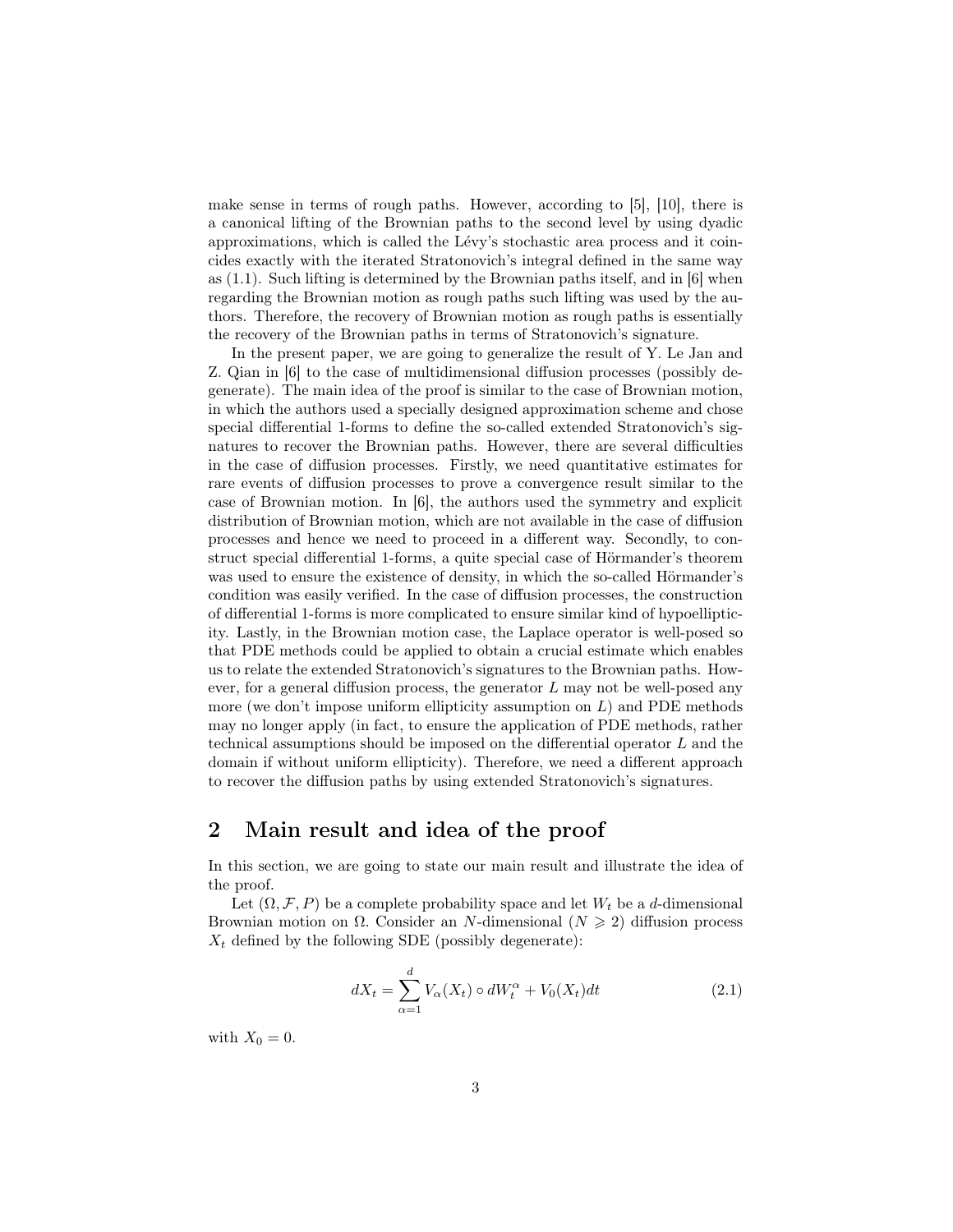make sense in terms of rough paths. However, according to [5], [10], there is a canonical lifting of the Brownian paths to the second level by using dyadic approximations, which is called the Lévy's stochastic area process and it coincides exactly with the iterated Stratonovich's integral defined in the same way as (1.1). Such lifting is determined by the Brownian paths itself, and in [6] when regarding the Brownian motion as rough paths such lifting was used by the authors. Therefore, the recovery of Brownian motion as rough paths is essentially the recovery of the Brownian paths in terms of Stratonovich's signature.

In the present paper, we are going to generalize the result of Y. Le Jan and Z. Qian in [6] to the case of multidimensional diffusion processes (possibly degenerate). The main idea of the proof is similar to the case of Brownian motion, in which the authors used a specially designed approximation scheme and chose special differential 1-forms to define the so-called extended Stratonovich's signatures to recover the Brownian paths. However, there are several difficulties in the case of diffusion processes. Firstly, we need quantitative estimates for rare events of diffusion processes to prove a convergence result similar to the case of Brownian motion. In [6], the authors used the symmetry and explicit distribution of Brownian motion, which are not available in the case of diffusion processes and hence we need to proceed in a different way. Secondly, to construct special differential 1-forms, a quite special case of Hörmander's theorem was used to ensure the existence of density, in which the so-called Hörmander's condition was easily verified. In the case of diffusion processes, the construction of differential 1-forms is more complicated to ensure similar kind of hypoellipticity. Lastly, in the Brownian motion case, the Laplace operator is well-posed so that PDE methods could be applied to obtain a crucial estimate which enables us to relate the extended Stratonovich's signatures to the Brownian paths. However, for a general diffusion process, the generator $L$ may not be well-posed any more (we don't impose uniform ellipticity assumption on $L$) and PDE methods may no longer apply (in fact, to ensure the application of PDE methods, rather technical assumptions should be imposed on the differential operator $L$ and the domain if without uniform ellipticity). Therefore, we need a different approach to recover the diffusion paths by using extended Stratonovich's signatures.

## 2 Main result and idea of the proof

In this section, we are going to state our main result and illustrate the idea of the proof.

Let $(\Omega, \mathcal{F}, P)$ be a complete probability space and let $W_t$ be a $d$-dimensional Brownian motion on $\Omega$. Consider an $N$-dimensional ($N \geqslant 2$) diffusion process $X_t$ defined by the following SDE (possibly degenerate):

$$dX_t = \sum_{\alpha=1}^{d} V_\alpha(X_t) \circ dW_t^\alpha + V_0(X_t)dt \tag{2.1}$$

with $X_0 = 0$.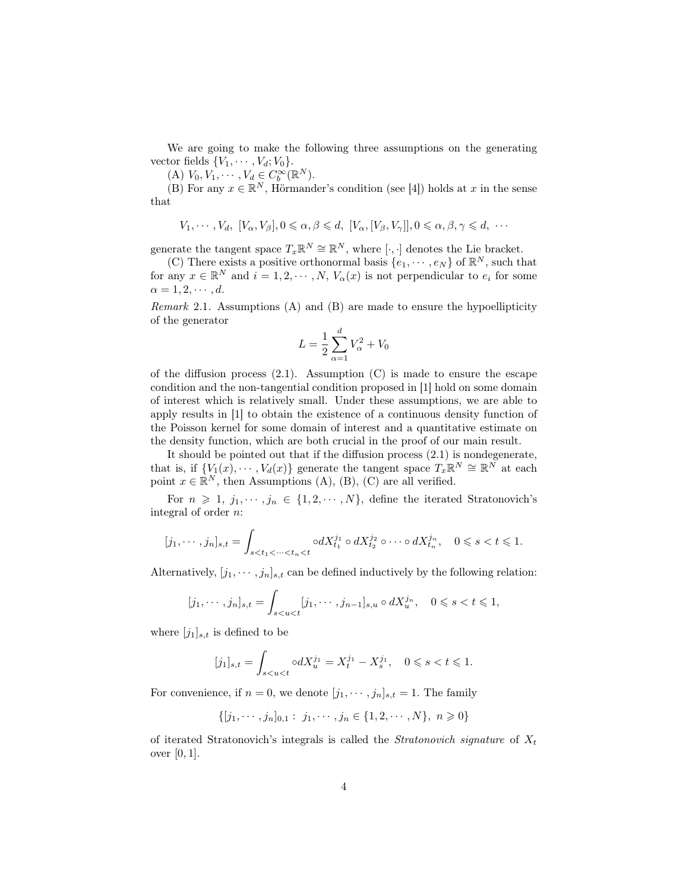We are going to make the following three assumptions on the generating vector fields $\{V_1, \cdots, V_d; V_0\}$.

(A) $V_0, V_1, \cdots, V_d \in C_b^\infty(\mathbb{R}^N)$.

(B) For any $x \in \mathbb{R}^N$, Hörmander's condition (see [4]) holds at $x$ in the sense that

$$V_1, \cdots, V_d,\ [V_\alpha, V_\beta], 0 \leqslant \alpha, \beta \leqslant d,\ [V_\alpha, [V_\beta, V_\gamma]], 0 \leqslant \alpha, \beta, \gamma \leqslant d,\ \cdots$$

generate the tangent space $T_x\mathbb{R}^N \cong \mathbb{R}^N$, where $[\cdot, \cdot]$ denotes the Lie bracket.

(C) There exists a positive orthonormal basis $\{e_1, \cdots, e_N\}$ of $\mathbb{R}^N$, such that for any $x \in \mathbb{R}^N$ and $i = 1, 2, \cdots, N$, $V_\alpha(x)$ is not perpendicular to $e_i$ for some $\alpha = 1, 2, \cdots, d$.

*Remark* 2.1. Assumptions (A) and (B) are made to ensure the hypoellipticity of the generator

$$L = \frac{1}{2}\sum_{\alpha=1}^{d} V_\alpha^2 + V_0$$

of the diffusion process (2.1). Assumption (C) is made to ensure the escape condition and the non-tangential condition proposed in [1] hold on some domain of interest which is relatively small. Under these assumptions, we are able to apply results in [1] to obtain the existence of a continuous density function of the Poisson kernel for some domain of interest and a quantitative estimate on the density function, which are both crucial in the proof of our main result.

It should be pointed out that if the diffusion process (2.1) is nondegenerate, that is, if $\{V_1(x), \cdots, V_d(x)\}$ generate the tangent space $T_x\mathbb{R}^N \cong \mathbb{R}^N$ at each point $x \in \mathbb{R}^N$, then Assumptions (A), (B), (C) are all verified.

For $n \geqslant 1$, $j_1, \cdots, j_n \in \{1, 2, \cdots, N\}$, define the iterated Stratonovich's integral of order $n$:

$$[j_1, \cdots, j_n]_{s,t} = \int_{s<t_1<\cdots<t_n<t} \circ dX_{t_1}^{j_1} \circ dX_{t_2}^{j_2} \circ \cdots \circ dX_{t_n}^{j_n}, \quad 0 \leqslant s < t \leqslant 1.$$

Alternatively, $[j_1, \cdots, j_n]_{s,t}$ can be defined inductively by the following relation:

$$[j_1, \cdots, j_n]_{s,t} = \int_{s<u<t} [j_1, \cdots, j_{n-1}]_{s,u} \circ dX_u^{j_n}, \quad 0 \leqslant s < t \leqslant 1,$$

where $[j_1]_{s,t}$ is defined to be

$$[j_1]_{s,t} = \int_{s<u<t} \circ dX_u^{j_1} = X_t^{j_1} - X_s^{j_1}, \quad 0 \leqslant s < t \leqslant 1.$$

For convenience, if $n = 0$, we denote $[j_1, \cdots, j_n]_{s,t} = 1$. The family

$$\{[j_1, \cdots, j_n]_{0,1} :\ j_1, \cdots, j_n \in \{1, 2, \cdots, N\},\ n \geqslant 0\}$$

of iterated Stratonovich's integrals is called the *Stratonovich signature* of $X_t$ over $[0, 1]$.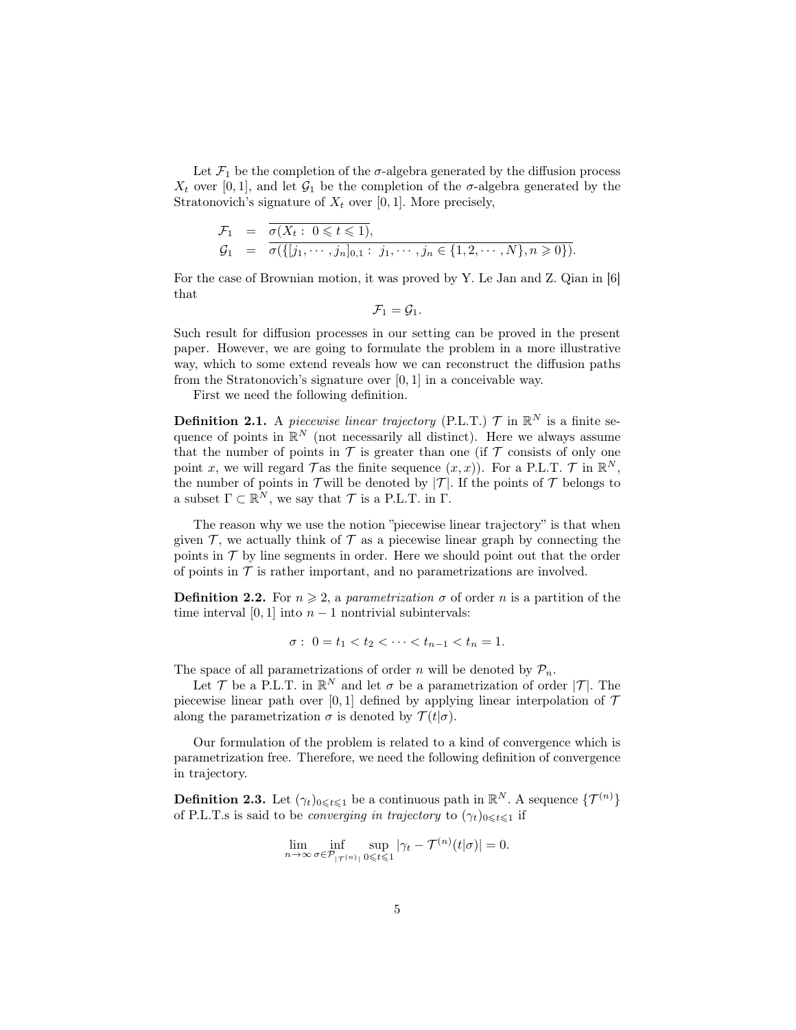Let $\mathcal{F}_1$ be the completion of the $\sigma$-algebra generated by the diffusion process $X_t$ over $[0,1]$, and let $\mathcal{G}_1$ be the completion of the $\sigma$-algebra generated by the Stratonovich's signature of $X_t$ over $[0,1]$. More precisely,

$$\begin{aligned}
\mathcal{F}_1 &= \overline{\sigma(X_t:\ 0 \leqslant t \leqslant 1)}, \\
\mathcal{G}_1 &= \overline{\sigma(\{[j_1, \cdots, j_n]_{0,1}:\ j_1, \cdots, j_n \in \{1, 2, \cdots, N\}, n \geqslant 0\})}.
\end{aligned}$$

For the case of Brownian motion, it was proved by Y. Le Jan and Z. Qian in [6] that

$$\mathcal{F}_1 = \mathcal{G}_1.$$

Such result for diffusion processes in our setting can be proved in the present paper. However, we are going to formulate the problem in a more illustrative way, which to some extend reveals how we can reconstruct the diffusion paths from the Stratonovich's signature over $[0,1]$ in a conceivable way.

First we need the following definition.

**Definition 2.1.** A *piecewise linear trajectory* (P.L.T.) $\mathcal{T}$ in $\mathbb{R}^N$ is a finite sequence of points in $\mathbb{R}^N$ (not necessarily all distinct). Here we always assume that the number of points in $\mathcal{T}$ is greater than one (if $\mathcal{T}$ consists of only one point $x$, we will regard $\mathcal{T}$as the finite sequence $(x, x)$). For a P.L.T. $\mathcal{T}$ in $\mathbb{R}^N$, the number of points in $\mathcal{T}$will be denoted by $|\mathcal{T}|$. If the points of $\mathcal{T}$ belongs to a subset $\Gamma \subset \mathbb{R}^N$, we say that $\mathcal{T}$ is a P.L.T. in $\Gamma$.

The reason why we use the notion "piecewise linear trajectory" is that when given $\mathcal{T}$, we actually think of $\mathcal{T}$ as a piecewise linear graph by connecting the points in $\mathcal{T}$ by line segments in order. Here we should point out that the order of points in $\mathcal{T}$ is rather important, and no parametrizations are involved.

**Definition 2.2.** For $n \geqslant 2$, a *parametrization* $\sigma$ of order $n$ is a partition of the time interval $[0,1]$ into $n-1$ nontrivial subintervals:

$$\sigma:\ 0 = t_1 < t_2 < \cdots < t_{n-1} < t_n = 1.$$

The space of all parametrizations of order $n$ will be denoted by $\mathcal{P}_n$.

Let $\mathcal{T}$ be a P.L.T. in $\mathbb{R}^N$ and let $\sigma$ be a parametrization of order $|\mathcal{T}|$. The piecewise linear path over $[0,1]$ defined by applying linear interpolation of $\mathcal{T}$ along the parametrization $\sigma$ is denoted by $\mathcal{T}(t|\sigma)$.

Our formulation of the problem is related to a kind of convergence which is parametrization free. Therefore, we need the following definition of convergence in trajectory.

**Definition 2.3.** Let $(\gamma_t)_{0 \leqslant t \leqslant 1}$ be a continuous path in $\mathbb{R}^N$. A sequence $\{\mathcal{T}^{(n)}\}$ of P.L.T.s is said to be *converging in trajectory* to $(\gamma_t)_{0 \leqslant t \leqslant 1}$ if

$$\lim_{n \to \infty} \inf_{\sigma \in \mathcal{P}_{|\mathcal{T}^{(n)}|}} \sup_{0 \leqslant t \leqslant 1} |\gamma_t - \mathcal{T}^{(n)}(t|\sigma)| = 0.$$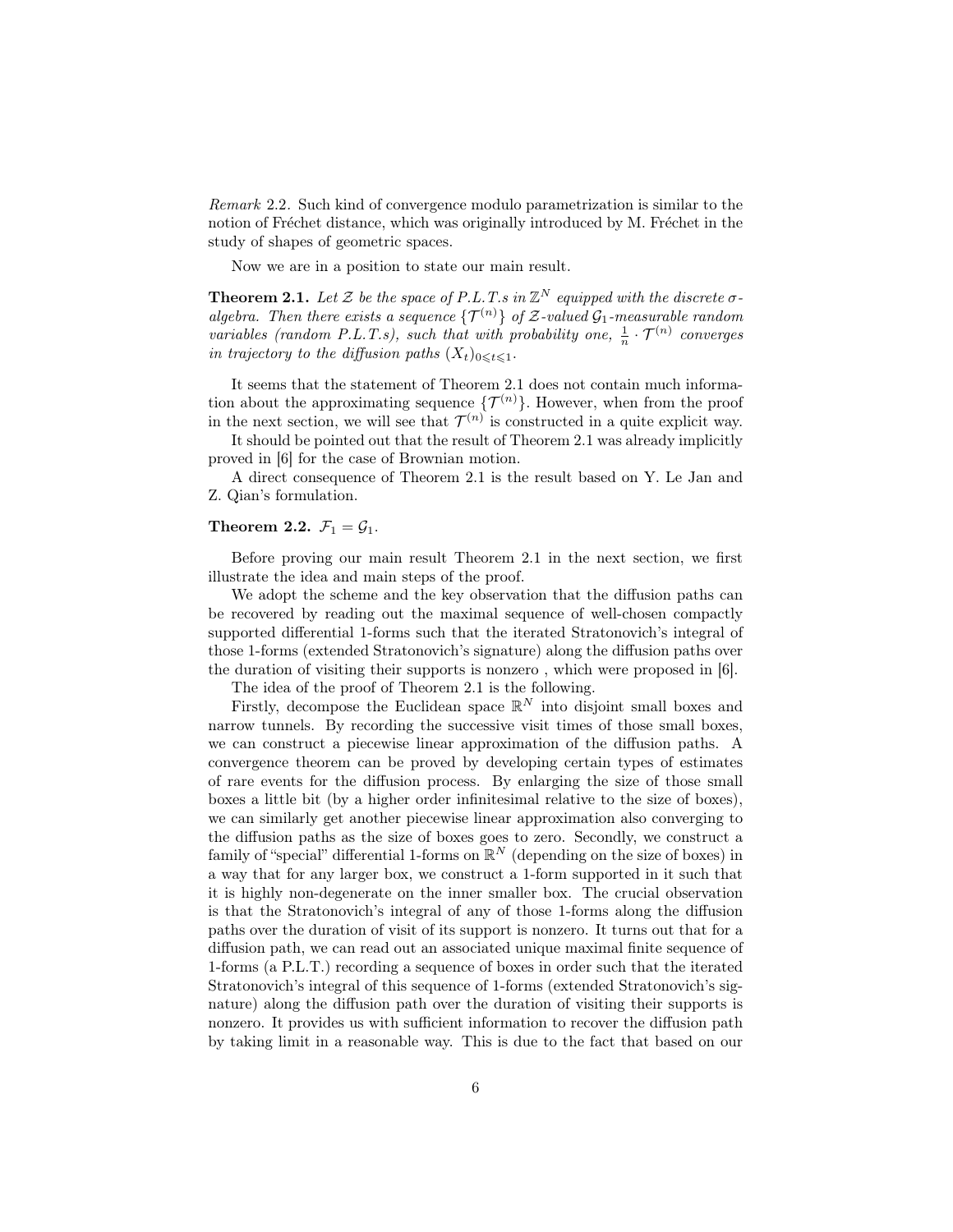*Remark* 2.2. Such kind of convergence modulo parametrization is similar to the notion of Fréchet distance, which was originally introduced by M. Fréchet in the study of shapes of geometric spaces.

Now we are in a position to state our main result.

**Theorem 2.1.** *Let $\mathcal{Z}$ be the space of P.L.T.s in $\mathbb{Z}^N$ equipped with the discrete $\sigma$-algebra. Then there exists a sequence $\{\mathcal{T}^{(n)}\}$ of $\mathcal{Z}$-valued $\mathcal{G}_1$-measurable random variables (random P.L.T.s), such that with probability one, $\frac{1}{n} \cdot \mathcal{T}^{(n)}$ converges in trajectory to the diffusion paths $(X_t)_{0 \leqslant t \leqslant 1}$.*

It seems that the statement of Theorem 2.1 does not contain much information about the approximating sequence $\{\mathcal{T}^{(n)}\}$. However, when from the proof in the next section, we will see that $\mathcal{T}^{(n)}$ is constructed in a quite explicit way.

It should be pointed out that the result of Theorem 2.1 was already implicitly proved in [6] for the case of Brownian motion.

A direct consequence of Theorem 2.1 is the result based on Y. Le Jan and Z. Qian's formulation.

**Theorem 2.2.** $\mathcal{F}_1 = \mathcal{G}_1$.

Before proving our main result Theorem 2.1 in the next section, we first illustrate the idea and main steps of the proof.

We adopt the scheme and the key observation that the diffusion paths can be recovered by reading out the maximal sequence of well-chosen compactly supported differential 1-forms such that the iterated Stratonovich's integral of those 1-forms (extended Stratonovich's signature) along the diffusion paths over the duration of visiting their supports is nonzero , which were proposed in [6].

The idea of the proof of Theorem 2.1 is the following.

Firstly, decompose the Euclidean space $\mathbb{R}^N$ into disjoint small boxes and narrow tunnels. By recording the successive visit times of those small boxes, we can construct a piecewise linear approximation of the diffusion paths. A convergence theorem can be proved by developing certain types of estimates of rare events for the diffusion process. By enlarging the size of those small boxes a little bit (by a higher order infinitesimal relative to the size of boxes), we can similarly get another piecewise linear approximation also converging to the diffusion paths as the size of boxes goes to zero. Secondly, we construct a family of "special" differential 1-forms on $\mathbb{R}^N$ (depending on the size of boxes) in a way that for any larger box, we construct a 1-form supported in it such that it is highly non-degenerate on the inner smaller box. The crucial observation is that the Stratonovich's integral of any of those 1-forms along the diffusion paths over the duration of visit of its support is nonzero. It turns out that for a diffusion path, we can read out an associated unique maximal finite sequence of 1-forms (a P.L.T.) recording a sequence of boxes in order such that the iterated Stratonovich's integral of this sequence of 1-forms (extended Stratonovich's signature) along the diffusion path over the duration of visiting their supports is nonzero. It provides us with sufficient information to recover the diffusion path by taking limit in a reasonable way. This is due to the fact that based on our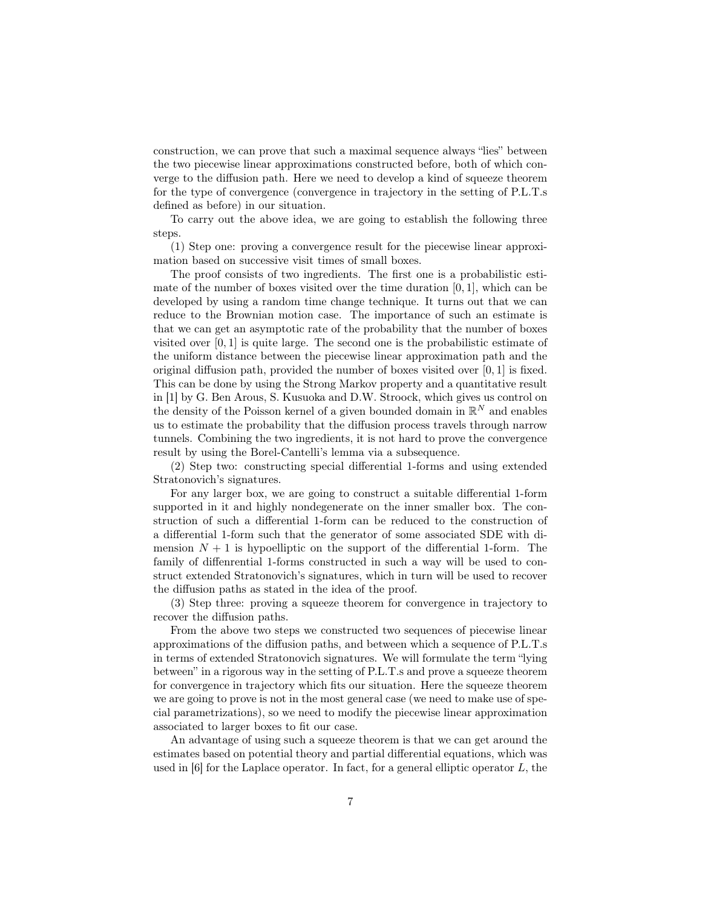construction, we can prove that such a maximal sequence always "lies" between the two piecewise linear approximations constructed before, both of which converge to the diffusion path. Here we need to develop a kind of squeeze theorem for the type of convergence (convergence in trajectory in the setting of P.L.T.s defined as before) in our situation.

To carry out the above idea, we are going to establish the following three steps.

(1) Step one: proving a convergence result for the piecewise linear approximation based on successive visit times of small boxes.

The proof consists of two ingredients. The first one is a probabilistic estimate of the number of boxes visited over the time duration $[0,1]$, which can be developed by using a random time change technique. It turns out that we can reduce to the Brownian motion case. The importance of such an estimate is that we can get an asymptotic rate of the probability that the number of boxes visited over $[0,1]$ is quite large. The second one is the probabilistic estimate of the uniform distance between the piecewise linear approximation path and the original diffusion path, provided the number of boxes visited over $[0,1]$ is fixed. This can be done by using the Strong Markov property and a quantitative result in [1] by G. Ben Arous, S. Kusuoka and D.W. Stroock, which gives us control on the density of the Poisson kernel of a given bounded domain in $\mathbb{R}^N$ and enables us to estimate the probability that the diffusion process travels through narrow tunnels. Combining the two ingredients, it is not hard to prove the convergence result by using the Borel-Cantelli's lemma via a subsequence.

(2) Step two: constructing special differential 1-forms and using extended Stratonovich's signatures.

For any larger box, we are going to construct a suitable differential 1-form supported in it and highly nondegenerate on the inner smaller box. The construction of such a differential 1-form can be reduced to the construction of a differential 1-form such that the generator of some associated SDE with dimension $N+1$ is hypoelliptic on the support of the differential 1-form. The family of diffenrential 1-forms constructed in such a way will be used to construct extended Stratonovich's signatures, which in turn will be used to recover the diffusion paths as stated in the idea of the proof.

(3) Step three: proving a squeeze theorem for convergence in trajectory to recover the diffusion paths.

From the above two steps we constructed two sequences of piecewise linear approximations of the diffusion paths, and between which a sequence of P.L.T.s in terms of extended Stratonovich signatures. We will formulate the term "lying between" in a rigorous way in the setting of P.L.T.s and prove a squeeze theorem for convergence in trajectory which fits our situation. Here the squeeze theorem we are going to prove is not in the most general case (we need to make use of special parametrizations), so we need to modify the piecewise linear approximation associated to larger boxes to fit our case.

An advantage of using such a squeeze theorem is that we can get around the estimates based on potential theory and partial differential equations, which was used in [6] for the Laplace operator. In fact, for a general elliptic operator $L$, the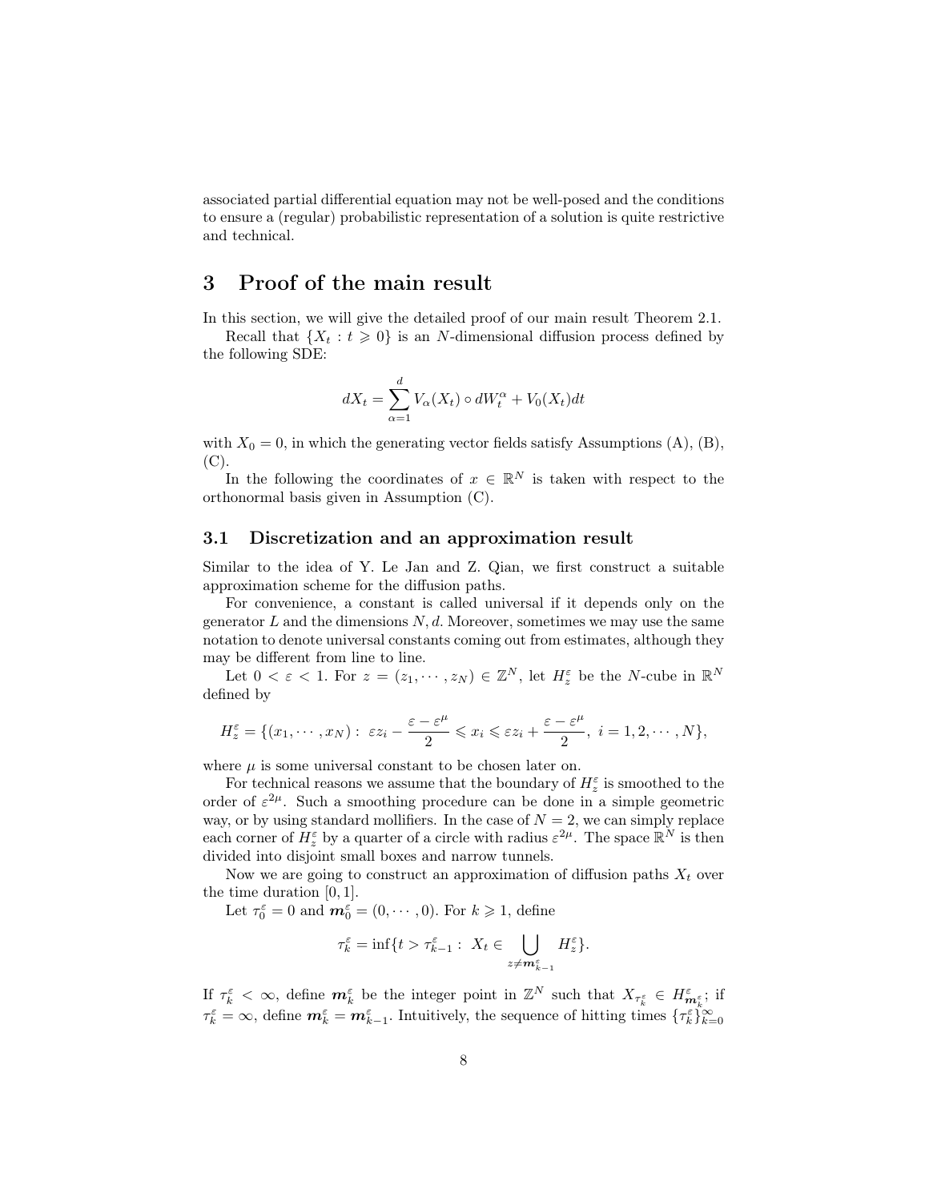associated partial differential equation may not be well-posed and the conditions to ensure a (regular) probabilistic representation of a solution is quite restrictive and technical.

# 3 Proof of the main result

In this section, we will give the detailed proof of our main result Theorem 2.1.

Recall that $\{X_t : t \geqslant 0\}$ is an $N$-dimensional diffusion process defined by the following SDE:

$$dX_t = \sum_{\alpha=1}^{d} V_\alpha(X_t) \circ dW_t^\alpha + V_0(X_t)dt$$

with $X_0 = 0$, in which the generating vector fields satisfy Assumptions (A), (B), (C).

In the following the coordinates of $x \in \mathbb{R}^N$ is taken with respect to the orthonormal basis given in Assumption (C).

## 3.1 Discretization and an approximation result

Similar to the idea of Y. Le Jan and Z. Qian, we first construct a suitable approximation scheme for the diffusion paths.

For convenience, a constant is called universal if it depends only on the generator $L$ and the dimensions $N, d$. Moreover, sometimes we may use the same notation to denote universal constants coming out from estimates, although they may be different from line to line.

Let $0 < \varepsilon < 1$. For $z = (z_1, \cdots, z_N) \in \mathbb{Z}^N$, let $H_z^\varepsilon$ be the $N$-cube in $\mathbb{R}^N$ defined by

$$H_z^\varepsilon = \{(x_1, \cdots, x_N) : \ \varepsilon z_i - \frac{\varepsilon - \varepsilon^\mu}{2} \leqslant x_i \leqslant \varepsilon z_i + \frac{\varepsilon - \varepsilon^\mu}{2}, \ i = 1, 2, \cdots, N\},$$

where $\mu$ is some universal constant to be chosen later on.

For technical reasons we assume that the boundary of $H_z^\varepsilon$ is smoothed to the order of $\varepsilon^{2\mu}$. Such a smoothing procedure can be done in a simple geometric way, or by using standard mollifiers. In the case of $N = 2$, we can simply replace each corner of $H_z^\varepsilon$ by a quarter of a circle with radius $\varepsilon^{2\mu}$. The space $\mathbb{R}^N$ is then divided into disjoint small boxes and narrow tunnels.

Now we are going to construct an approximation of diffusion paths $X_t$ over the time duration $[0, 1]$.

Let $\tau_0^\varepsilon = 0$ and $\boldsymbol{m}_0^\varepsilon = (0, \cdots, 0)$. For $k \geqslant 1$, define

$$\tau_k^\varepsilon = \inf\{t > \tau_{k-1}^\varepsilon : \ X_t \in \bigcup_{z \neq \boldsymbol{m}_{k-1}^\varepsilon} H_z^\varepsilon\}.$$

If $\tau_k^\varepsilon < \infty$, define $\boldsymbol{m}_k^\varepsilon$ be the integer point in $\mathbb{Z}^N$ such that $X_{\tau_k^\varepsilon} \in H_{\boldsymbol{m}_k^\varepsilon}^\varepsilon$; if $\tau_k^\varepsilon = \infty$, define $\boldsymbol{m}_k^\varepsilon = \boldsymbol{m}_{k-1}^\varepsilon$. Intuitively, the sequence of hitting times $\{\tau_k^\varepsilon\}_{k=0}^\infty$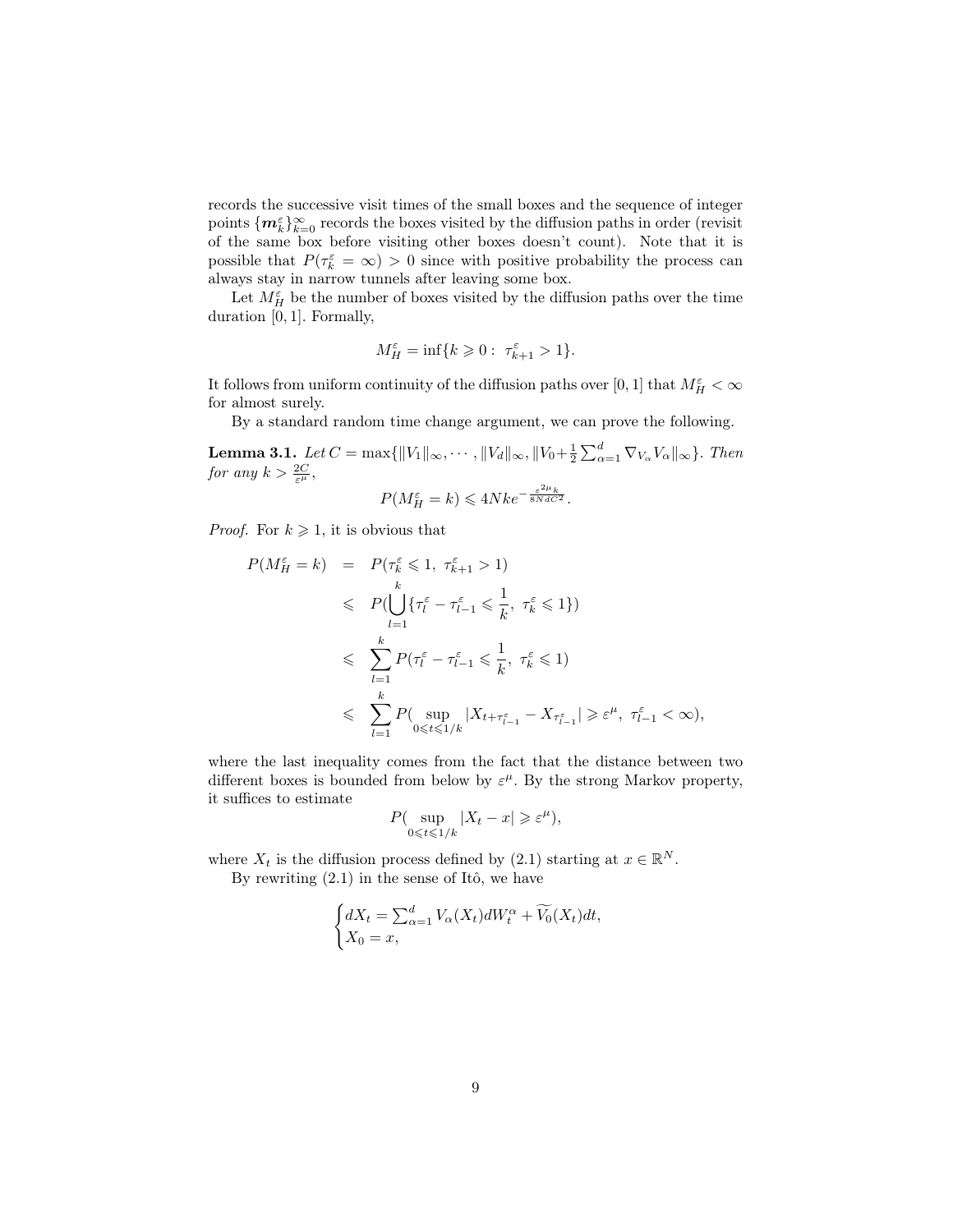records the successive visit times of the small boxes and the sequence of integer points $\{\boldsymbol{m}_k^\varepsilon\}_{k=0}^\infty$ records the boxes visited by the diffusion paths in order (revisit of the same box before visiting other boxes doesn't count). Note that it is possible that $P(\tau_k^\varepsilon = \infty) > 0$ since with positive probability the process can always stay in narrow tunnels after leaving some box.

Let $M_H^\varepsilon$ be the number of boxes visited by the diffusion paths over the time duration $[0,1]$. Formally,

$$M_H^\varepsilon = \inf\{k \geqslant 0 : \ \tau_{k+1}^\varepsilon > 1\}.$$

It follows from uniform continuity of the diffusion paths over $[0,1]$ that $M_H^\varepsilon < \infty$ for almost surely.

By a standard random time change argument, we can prove the following.

**Lemma 3.1.** *Let $C = \max\{\|V_1\|_\infty, \cdots, \|V_d\|_\infty, \|V_0 + \frac{1}{2}\sum_{\alpha=1}^d \nabla_{V_\alpha} V_\alpha\|_\infty\}$. Then for any $k > \frac{2C}{\varepsilon^\mu}$,*

$$P(M_H^\varepsilon = k) \leqslant 4Nke^{-\frac{\varepsilon^{2\mu}k}{8NdC^2}}.$$

*Proof.* For $k \geqslant 1$, it is obvious that

$$\begin{aligned}
P(M_H^\varepsilon = k) &= P(\tau_k^\varepsilon \leqslant 1, \ \tau_{k+1}^\varepsilon > 1) \\
&\leqslant P(\bigcup_{l=1}^k \{\tau_l^\varepsilon - \tau_{l-1}^\varepsilon \leqslant \frac{1}{k}, \ \tau_k^\varepsilon \leqslant 1\}) \\
&\leqslant \sum_{l=1}^k P(\tau_l^\varepsilon - \tau_{l-1}^\varepsilon \leqslant \frac{1}{k}, \ \tau_k^\varepsilon \leqslant 1) \\
&\leqslant \sum_{l=1}^k P(\sup_{0 \leqslant t \leqslant 1/k} |X_{t+\tau_{l-1}^\varepsilon} - X_{\tau_{l-1}^\varepsilon}| \geqslant \varepsilon^\mu, \ \tau_{l-1}^\varepsilon < \infty),
\end{aligned}$$

where the last inequality comes from the fact that the distance between two different boxes is bounded from below by $\varepsilon^\mu$. By the strong Markov property, it suffices to estimate

$$P(\sup_{0 \leqslant t \leqslant 1/k} |X_t - x| \geqslant \varepsilon^\mu),$$

where $X_t$ is the diffusion process defined by (2.1) starting at $x \in \mathbb{R}^N$.

By rewriting (2.1) in the sense of Itô, we have

$$\begin{cases} dX_t = \sum_{\alpha=1}^d V_\alpha(X_t) dW_t^\alpha + \widetilde{V_0}(X_t)dt, \\ X_0 = x, \end{cases}$$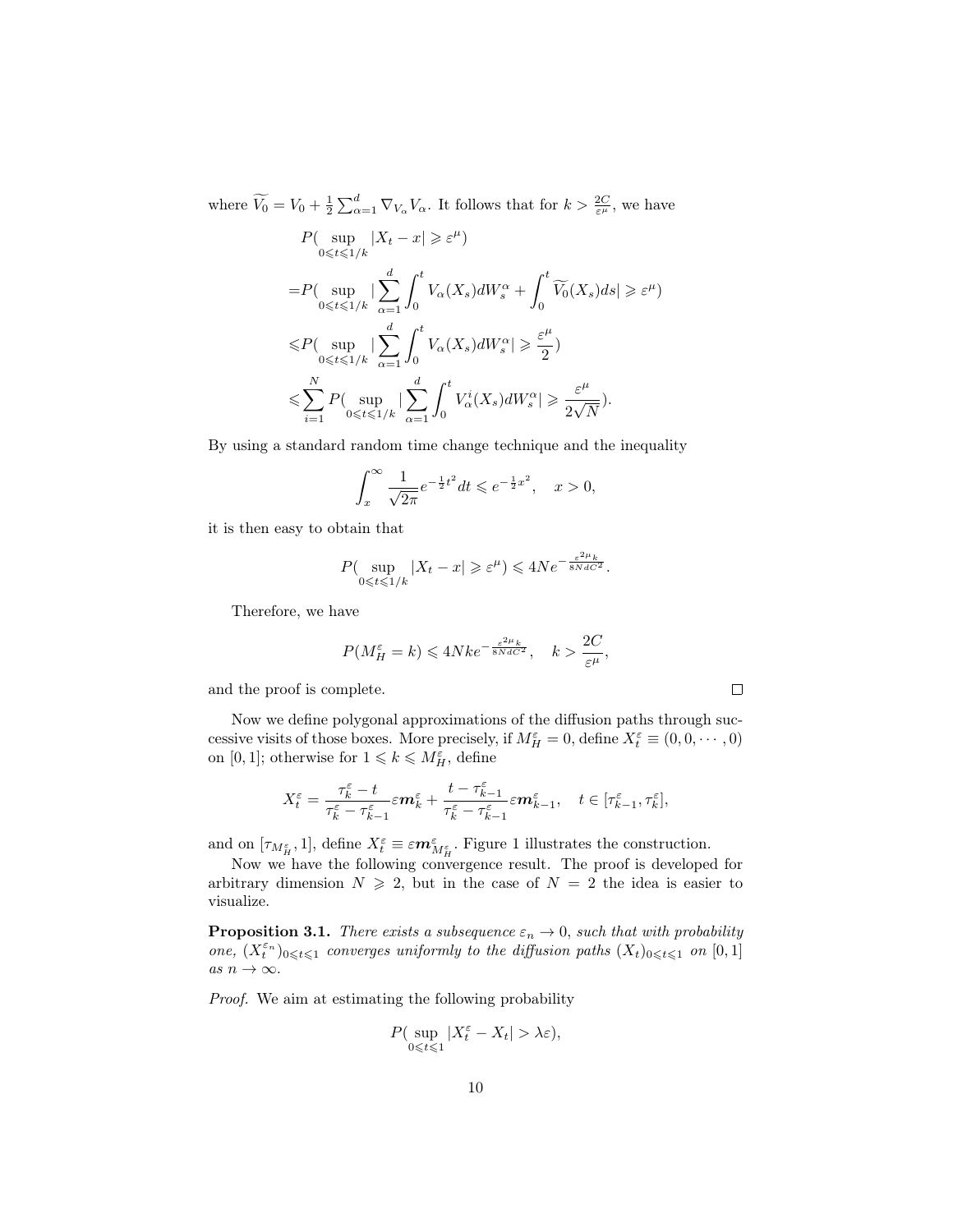where $\widetilde{V_0} = V_0 + \frac{1}{2}\sum_{\alpha=1}^d \nabla_{V_\alpha} V_\alpha$. It follows that for $k > \frac{2C}{\varepsilon^\mu}$, we have

$$
\begin{aligned}
&P(\sup_{0\leqslant t\leqslant 1/k} |X_t - x| \geqslant \varepsilon^\mu) \\
=&P(\sup_{0\leqslant t\leqslant 1/k} |\sum_{\alpha=1}^d \int_0^t V_\alpha(X_s)dW_s^\alpha + \int_0^t \widetilde{V_0}(X_s)ds| \geqslant \varepsilon^\mu) \\
\leqslant &P(\sup_{0\leqslant t\leqslant 1/k} |\sum_{\alpha=1}^d \int_0^t V_\alpha(X_s)dW_s^\alpha| \geqslant \frac{\varepsilon^\mu}{2}) \\
\leqslant &\sum_{i=1}^N P(\sup_{0\leqslant t\leqslant 1/k} |\sum_{\alpha=1}^d \int_0^t V_\alpha^i(X_s)dW_s^\alpha| \geqslant \frac{\varepsilon^\mu}{2\sqrt{N}}).
\end{aligned}
$$

By using a standard random time change technique and the inequality

$$\int_x^\infty \frac{1}{\sqrt{2\pi}} e^{-\frac{1}{2}t^2} dt \leqslant e^{-\frac{1}{2}x^2}, \quad x > 0,$$

it is then easy to obtain that

$$P(\sup_{0\leqslant t\leqslant 1/k} |X_t - x| \geqslant \varepsilon^\mu) \leqslant 4Ne^{-\frac{\varepsilon^{2\mu}k}{8NdC^2}}.$$

Therefore, we have

$$P(M_H^\varepsilon = k) \leqslant 4Nke^{-\frac{\varepsilon^{2\mu}k}{8NdC^2}}, \quad k > \frac{2C}{\varepsilon^\mu},$$

and the proof is complete. □

Now we define polygonal approximations of the diffusion paths through successive visits of those boxes. More precisely, if $M_H^\varepsilon = 0$, define $X_t^\varepsilon \equiv (0, 0, \cdots, 0)$ on $[0, 1]$; otherwise for $1 \leqslant k \leqslant M_H^\varepsilon$, define

$$X_t^\varepsilon = \frac{\tau_k^\varepsilon - t}{\tau_k^\varepsilon - \tau_{k-1}^\varepsilon} \varepsilon \boldsymbol{m}_k^\varepsilon + \frac{t - \tau_{k-1}^\varepsilon}{\tau_k^\varepsilon - \tau_{k-1}^\varepsilon} \varepsilon \boldsymbol{m}_{k-1}^\varepsilon, \quad t \in [\tau_{k-1}^\varepsilon, \tau_k^\varepsilon],$$

and on $[\tau_{M_H^\varepsilon}, 1]$, define $X_t^\varepsilon \equiv \varepsilon \boldsymbol{m}_{M_H^\varepsilon}^\varepsilon$. Figure 1 illustrates the construction.

Now we have the following convergence result. The proof is developed for arbitrary dimension $N \geqslant 2$, but in the case of $N = 2$ the idea is easier to visualize.

**Proposition 3.1.** *There exists a subsequence $\varepsilon_n \to 0$, such that with probability one, $(X_t^{\varepsilon_n})_{0\leqslant t\leqslant 1}$ converges uniformly to the diffusion paths $(X_t)_{0\leqslant t\leqslant 1}$ on $[0, 1]$ as $n \to \infty$.*

*Proof.* We aim at estimating the following probability

$$P(\sup_{0\leqslant t\leqslant 1} |X_t^\varepsilon - X_t| > \lambda\varepsilon),$$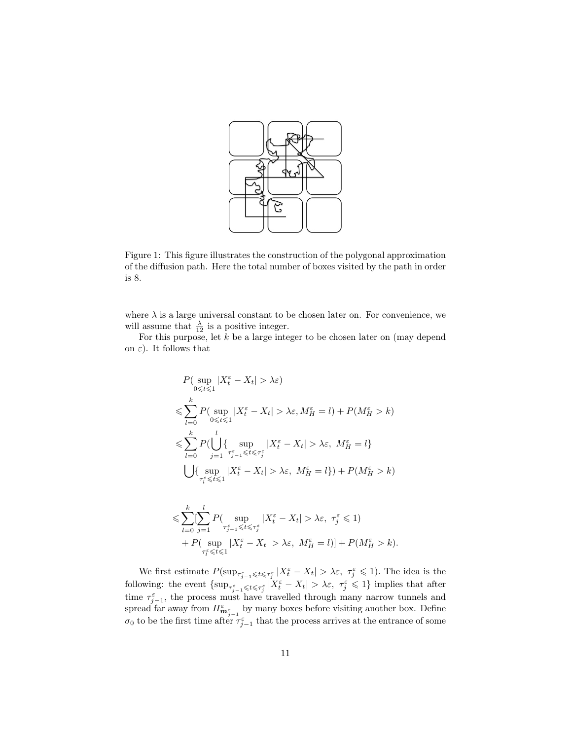Figure 1: This figure illustrates the construction of the polygonal approximation of the diffusion path. Here the total number of boxes visited by the path in order is 8.

where $\lambda$ is a large universal constant to be chosen later on. For convenience, we will assume that $\frac{\lambda}{12}$ is a positive integer.

For this purpose, let $k$ be a large integer to be chosen later on (may depend on $\varepsilon$). It follows that

$$
\begin{aligned}
& P(\sup_{0\leqslant t\leqslant 1}|X_t^\varepsilon - X_t| > \lambda\varepsilon) \\
\leqslant & \sum_{l=0}^{k} P(\sup_{0\leqslant t\leqslant 1}|X_t^\varepsilon - X_t| > \lambda\varepsilon, M_H^\varepsilon = l) + P(M_H^\varepsilon > k) \\
\leqslant & \sum_{l=0}^{k} P(\bigcup_{j=1}^{l}\{\sup_{\tau_{j-1}^\varepsilon\leqslant t\leqslant \tau_j^\varepsilon}|X_t^\varepsilon - X_t| > \lambda\varepsilon,\ M_H^\varepsilon = l\} \\
& \bigcup\{\sup_{\tau_l^\varepsilon\leqslant t\leqslant 1}|X_t^\varepsilon - X_t| > \lambda\varepsilon,\ M_H^\varepsilon = l\}) + P(M_H^\varepsilon > k)
\end{aligned}
$$

$$
\begin{aligned}
\leqslant & \sum_{l=0}^{k}[\sum_{j=1}^{l} P(\sup_{\tau_{j-1}^\varepsilon\leqslant t\leqslant \tau_j^\varepsilon}|X_t^\varepsilon - X_t| > \lambda\varepsilon,\ \tau_j^\varepsilon \leqslant 1) \\
& + P(\sup_{\tau_l^\varepsilon\leqslant t\leqslant 1}|X_t^\varepsilon - X_t| > \lambda\varepsilon,\ M_H^\varepsilon = l)] + P(M_H^\varepsilon > k).
\end{aligned}
$$

We first estimate $P(\sup_{\tau_{j-1}^\varepsilon\leqslant t\leqslant \tau_j^\varepsilon}|X_t^\varepsilon - X_t| > \lambda\varepsilon,\ \tau_j^\varepsilon \leqslant 1)$. The idea is the following: the event $\{\sup_{\tau_{j-1}^\varepsilon\leqslant t\leqslant \tau_j^\varepsilon}|X_t^\varepsilon - X_t| > \lambda\varepsilon,\ \tau_j^\varepsilon \leqslant 1\}$ implies that after time $\tau_{j-1}^\varepsilon$, the process must have travelled through many narrow tunnels and spread far away from $H^\varepsilon_{\boldsymbol{m}^\varepsilon_{j-1}}$ by many boxes before visiting another box. Define $\sigma_0$ to be the first time after $\tau_{j-1}^\varepsilon$ that the process arrives at the entrance of some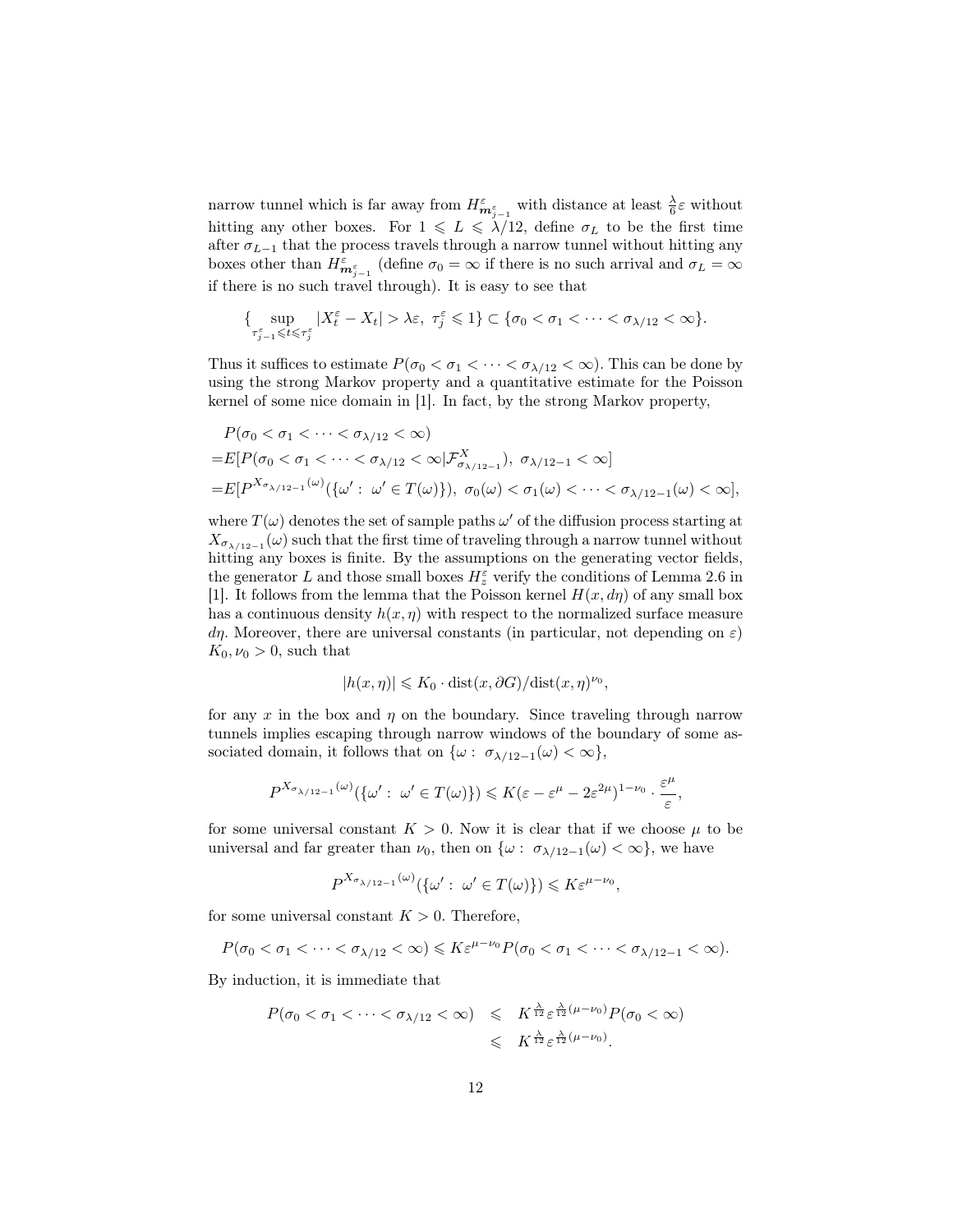narrow tunnel which is far away from $H^\varepsilon_{\boldsymbol{m}^\varepsilon_{j-1}}$ with distance at least $\frac{\lambda}{6}\varepsilon$ without hitting any other boxes. For $1 \leqslant L \leqslant \lambda/12$, define $\sigma_L$ to be the first time after $\sigma_{L-1}$ that the process travels through a narrow tunnel without hitting any boxes other than $H^\varepsilon_{\boldsymbol{m}^\varepsilon_{j-1}}$ (define $\sigma_0 = \infty$ if there is no such arrival and $\sigma_L = \infty$ if there is no such travel through). It is easy to see that

$$\{\sup_{\tau^\varepsilon_{j-1} \leqslant t \leqslant \tau^\varepsilon_j} |X^\varepsilon_t - X_t| > \lambda\varepsilon,\ \tau^\varepsilon_j \leqslant 1\} \subset \{\sigma_0 < \sigma_1 < \cdots < \sigma_{\lambda/12} < \infty\}.$$

Thus it suffices to estimate $P(\sigma_0 < \sigma_1 < \cdots < \sigma_{\lambda/12} < \infty)$. This can be done by using the strong Markov property and a quantitative estimate for the Poisson kernel of some nice domain in [1]. In fact, by the strong Markov property,

$$\begin{aligned}
&P(\sigma_0 < \sigma_1 < \cdots < \sigma_{\lambda/12} < \infty) \\
=&E[P(\sigma_0 < \sigma_1 < \cdots < \sigma_{\lambda/12} < \infty | \mathcal{F}^X_{\sigma_{\lambda/12-1}}),\ \sigma_{\lambda/12-1} < \infty] \\
=&E[P^{X_{\sigma_{\lambda/12-1}}(\omega)}(\{\omega' :\ \omega' \in T(\omega)\}),\ \sigma_0(\omega) < \sigma_1(\omega) < \cdots < \sigma_{\lambda/12-1}(\omega) < \infty],
\end{aligned}$$

where $T(\omega)$ denotes the set of sample paths $\omega'$ of the diffusion process starting at $X_{\sigma_{\lambda/12-1}}(\omega)$ such that the first time of traveling through a narrow tunnel without hitting any boxes is finite. By the assumptions on the generating vector fields, the generator $L$ and those small boxes $H^\varepsilon_z$ verify the conditions of Lemma 2.6 in [1]. It follows from the lemma that the Poisson kernel $H(x, d\eta)$ of any small box has a continuous density $h(x, \eta)$ with respect to the normalized surface measure $d\eta$. Moreover, there are universal constants (in particular, not depending on $\varepsilon$) $K_0, \nu_0 > 0$, such that

$$|h(x, \eta)| \leqslant K_0 \cdot \mathrm{dist}(x, \partial G)/\mathrm{dist}(x, \eta)^{\nu_0},$$

for any $x$ in the box and $\eta$ on the boundary. Since traveling through narrow tunnels implies escaping through narrow windows of the boundary of some associated domain, it follows that on $\{\omega :\ \sigma_{\lambda/12-1}(\omega) < \infty\}$,

$$P^{X_{\sigma_{\lambda/12-1}}(\omega)}(\{\omega' :\ \omega' \in T(\omega)\}) \leqslant K(\varepsilon - \varepsilon^\mu - 2\varepsilon^{2\mu})^{1-\nu_0} \cdot \frac{\varepsilon^\mu}{\varepsilon},$$

for some universal constant $K > 0$. Now it is clear that if we choose $\mu$ to be universal and far greater than $\nu_0$, then on $\{\omega :\ \sigma_{\lambda/12-1}(\omega) < \infty\}$, we have

$$P^{X_{\sigma_{\lambda/12-1}}(\omega)}(\{\omega' :\ \omega' \in T(\omega)\}) \leqslant K\varepsilon^{\mu - \nu_0},$$

for some universal constant $K > 0$. Therefore,

$$P(\sigma_0 < \sigma_1 < \cdots < \sigma_{\lambda/12} < \infty) \leqslant K\varepsilon^{\mu-\nu_0} P(\sigma_0 < \sigma_1 < \cdots < \sigma_{\lambda/12-1} < \infty).$$

By induction, it is immediate that

$$\begin{aligned}
P(\sigma_0 < \sigma_1 < \cdots < \sigma_{\lambda/12} < \infty) &\leqslant K^{\frac{\lambda}{12}} \varepsilon^{\frac{\lambda}{12}(\mu - \nu_0)} P(\sigma_0 < \infty) \\
&\leqslant K^{\frac{\lambda}{12}} \varepsilon^{\frac{\lambda}{12}(\mu - \nu_0)}.
\end{aligned}$$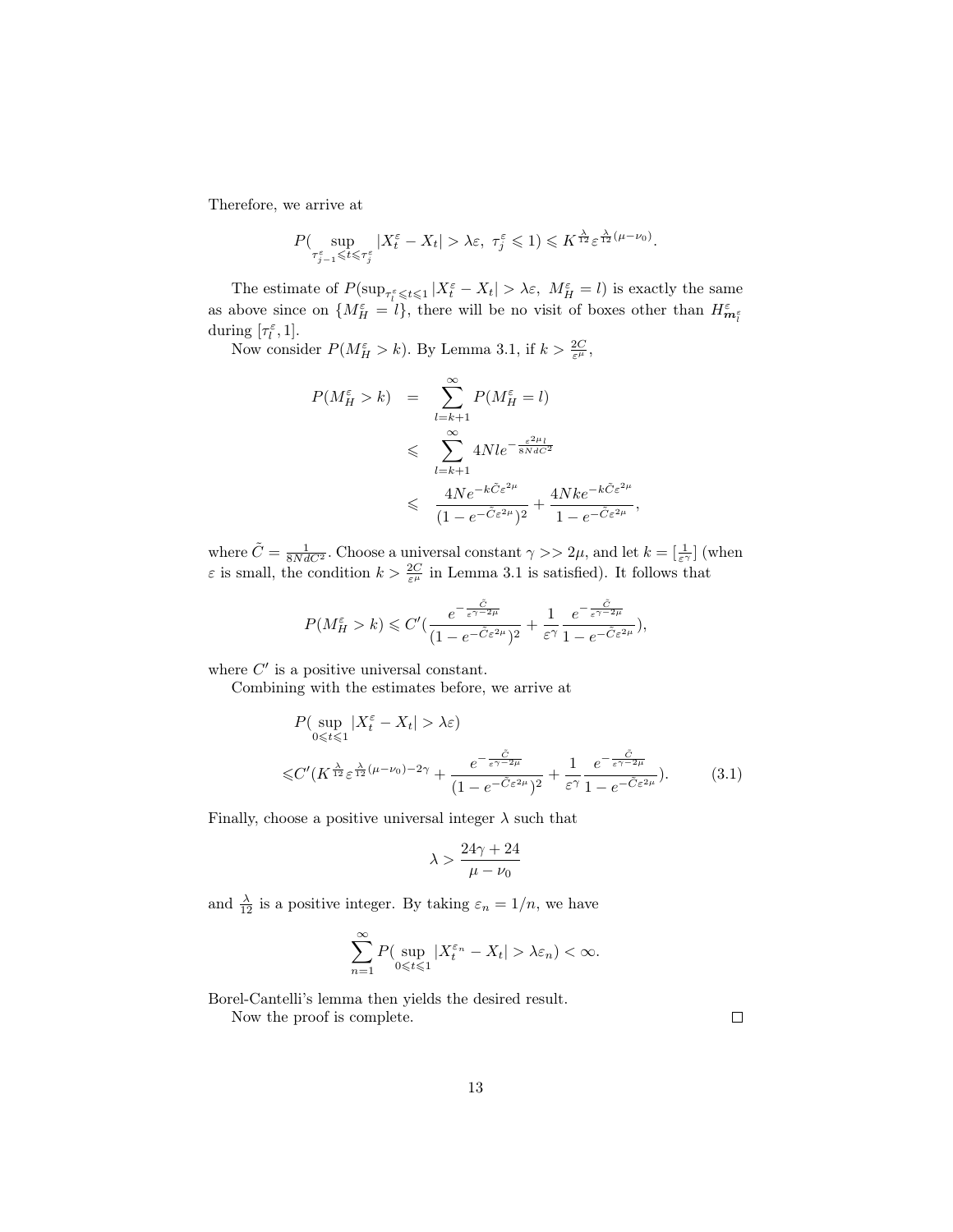Therefore, we arrive at

$$P(\sup_{\tau_{j-1}^\varepsilon \leqslant t \leqslant \tau_j^\varepsilon} |X_t^\varepsilon - X_t| > \lambda\varepsilon,\ \tau_j^\varepsilon \leqslant 1) \leqslant K^{\frac{\lambda}{12}} \varepsilon^{\frac{\lambda}{12}(\mu-\nu_0)}.$$

The estimate of $P(\sup_{\tau_l^\varepsilon \leqslant t \leqslant 1} |X_t^\varepsilon - X_t| > \lambda\varepsilon,\ M_H^\varepsilon = l)$ is exactly the same as above since on $\{M_H^\varepsilon = l\}$, there will be no visit of boxes other than $H_{\boldsymbol{m}_l^\varepsilon}^\varepsilon$ during $[\tau_l^\varepsilon, 1]$.

Now consider $P(M_H^\varepsilon > k)$. By Lemma 3.1, if $k > \frac{2C}{\varepsilon^\mu}$,

$$\begin{aligned}
P(M_H^\varepsilon > k) &= \sum_{l=k+1}^{\infty} P(M_H^\varepsilon = l) \\
&\leqslant \sum_{l=k+1}^{\infty} 4Nle^{-\frac{\varepsilon^{2\mu} l}{8NdC^2}} \\
&\leqslant \frac{4Ne^{-k\tilde{C}\varepsilon^{2\mu}}}{(1-e^{-\tilde{C}\varepsilon^{2\mu}})^2} + \frac{4Nke^{-k\tilde{C}\varepsilon^{2\mu}}}{1-e^{-\tilde{C}\varepsilon^{2\mu}}},
\end{aligned}$$

where $\tilde{C} = \frac{1}{8NdC^2}$. Choose a universal constant $\gamma >> 2\mu$, and let $k = [\frac{1}{\varepsilon^\gamma}]$ (when $\varepsilon$ is small, the condition $k > \frac{2C}{\varepsilon^\mu}$ in Lemma 3.1 is satisfied). It follows that

$$P(M_H^\varepsilon > k) \leqslant C'\left(\frac{e^{-\frac{\tilde{C}}{\varepsilon^{\gamma-2\mu}}}}{(1-e^{-\tilde{C}\varepsilon^{2\mu}})^2} + \frac{1}{\varepsilon^\gamma}\frac{e^{-\frac{\tilde{C}}{\varepsilon^{\gamma-2\mu}}}}{1-e^{-\tilde{C}\varepsilon^{2\mu}}}\right),$$

where $C'$ is a positive universal constant.

Combining with the estimates before, we arrive at

$$\begin{aligned}
&P(\sup_{0 \leqslant t \leqslant 1} |X_t^\varepsilon - X_t| > \lambda\varepsilon) \\
\leqslant &C'\left(K^{\frac{\lambda}{12}} \varepsilon^{\frac{\lambda}{12}(\mu-\nu_0)-2\gamma} + \frac{e^{-\frac{\tilde{C}}{\varepsilon^{\gamma-2\mu}}}}{(1-e^{-\tilde{C}\varepsilon^{2\mu}})^2} + \frac{1}{\varepsilon^\gamma}\frac{e^{-\frac{\tilde{C}}{\varepsilon^{\gamma-2\mu}}}}{1-e^{-\tilde{C}\varepsilon^{2\mu}}}\right). \qquad (3.1)
\end{aligned}$$

Finally, choose a positive universal integer $\lambda$ such that

$$\lambda > \frac{24\gamma + 24}{\mu - \nu_0}$$

and $\frac{\lambda}{12}$ is a positive integer. By taking $\varepsilon_n = 1/n$, we have

$$\sum_{n=1}^{\infty} P(\sup_{0 \leqslant t \leqslant 1} |X_t^{\varepsilon_n} - X_t| > \lambda\varepsilon_n) < \infty.$$

Borel-Cantelli's lemma then yields the desired result.

Now the proof is complete. □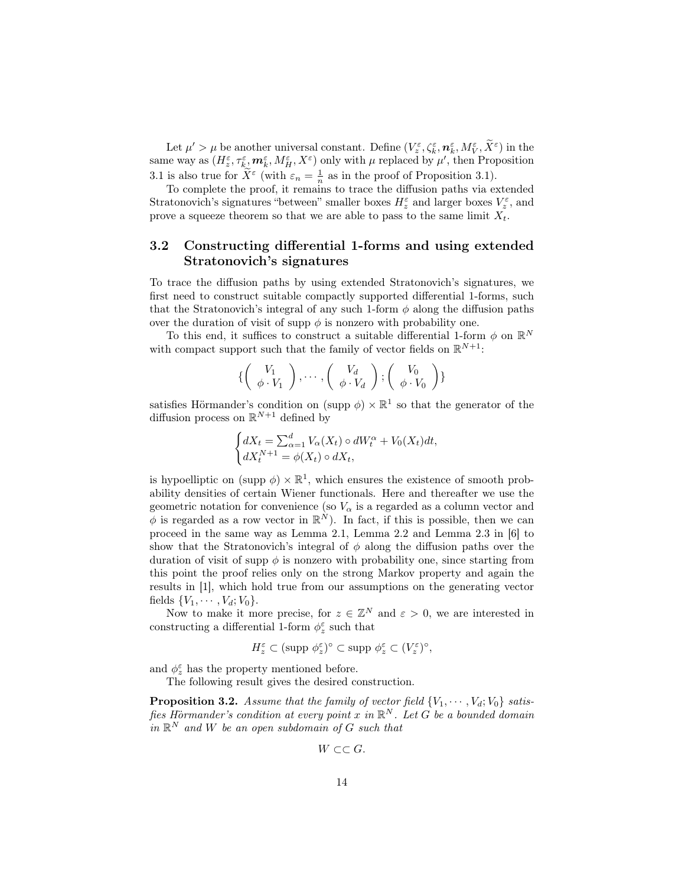Let $\mu' > \mu$ be another universal constant. Define $(V_z^\varepsilon, \zeta_k^\varepsilon, \boldsymbol{n}_k^\varepsilon, M_V^\varepsilon, \widetilde{X}^\varepsilon)$ in the same way as $(H_z^\varepsilon, \tau_k^\varepsilon, \boldsymbol{m}_k^\varepsilon, M_H^\varepsilon, X^\varepsilon)$ only with $\mu$ replaced by $\mu'$, then Proposition 3.1 is also true for $\widetilde{X}^\varepsilon$ (with $\varepsilon_n = \frac{1}{n}$ as in the proof of Proposition 3.1).

To complete the proof, it remains to trace the diffusion paths via extended Stratonovich's signatures "between" smaller boxes $H_z^\varepsilon$ and larger boxes $V_z^\varepsilon$, and prove a squeeze theorem so that we are able to pass to the same limit $X_t$.

## 3.2 Constructing differential 1-forms and using extended Stratonovich's signatures

To trace the diffusion paths by using extended Stratonovich's signatures, we first need to construct suitable compactly supported differential 1-forms, such that the Stratonovich's integral of any such 1-form $\phi$ along the diffusion paths over the duration of visit of supp $\phi$ is nonzero with probability one.

To this end, it suffices to construct a suitable differential 1-form $\phi$ on $\mathbb{R}^N$ with compact support such that the family of vector fields on $\mathbb{R}^{N+1}$:

$$\{\begin{pmatrix} V_1 \\ \phi \cdot V_1 \end{pmatrix}, \cdots, \begin{pmatrix} V_d \\ \phi \cdot V_d \end{pmatrix}; \begin{pmatrix} V_0 \\ \phi \cdot V_0 \end{pmatrix}\}$$

satisfies Hörmander's condition on (supp $\phi$) $\times \mathbb{R}^1$ so that the generator of the diffusion process on $\mathbb{R}^{N+1}$ defined by

$$\begin{cases} dX_t = \sum_{\alpha=1}^d V_\alpha(X_t) \circ dW_t^\alpha + V_0(X_t)dt, \\ dX_t^{N+1} = \phi(X_t) \circ dX_t, \end{cases}$$

is hypoelliptic on (supp $\phi$) $\times \mathbb{R}^1$, which ensures the existence of smooth probability densities of certain Wiener functionals. Here and thereafter we use the geometric notation for convenience (so $V_\alpha$ is a regarded as a column vector and $\phi$ is regarded as a row vector in $\mathbb{R}^N$). In fact, if this is possible, then we can proceed in the same way as Lemma 2.1, Lemma 2.2 and Lemma 2.3 in [6] to show that the Stratonovich's integral of $\phi$ along the diffusion paths over the duration of visit of supp $\phi$ is nonzero with probability one, since starting from this point the proof relies only on the strong Markov property and again the results in [1], which hold true from our assumptions on the generating vector fields $\{V_1, \cdots, V_d; V_0\}$.

Now to make it more precise, for $z \in \mathbb{Z}^N$ and $\varepsilon > 0$, we are interested in constructing a differential 1-form $\phi_z^\varepsilon$ such that

$$H_z^\varepsilon \subset (\text{supp } \phi_z^\varepsilon)^\circ \subset \text{supp } \phi_z^\varepsilon \subset (V_z^\varepsilon)^\circ,$$

and $\phi_z^\varepsilon$ has the property mentioned before.

The following result gives the desired construction.

**Proposition 3.2.** *Assume that the family of vector field $\{V_1, \cdots, V_d; V_0\}$ satisfies Hörmander's condition at every point $x$ in $\mathbb{R}^N$. Let $G$ be a bounded domain in $\mathbb{R}^N$ and $W$ be an open subdomain of $G$ such that*

$$W \subset\subset G.$$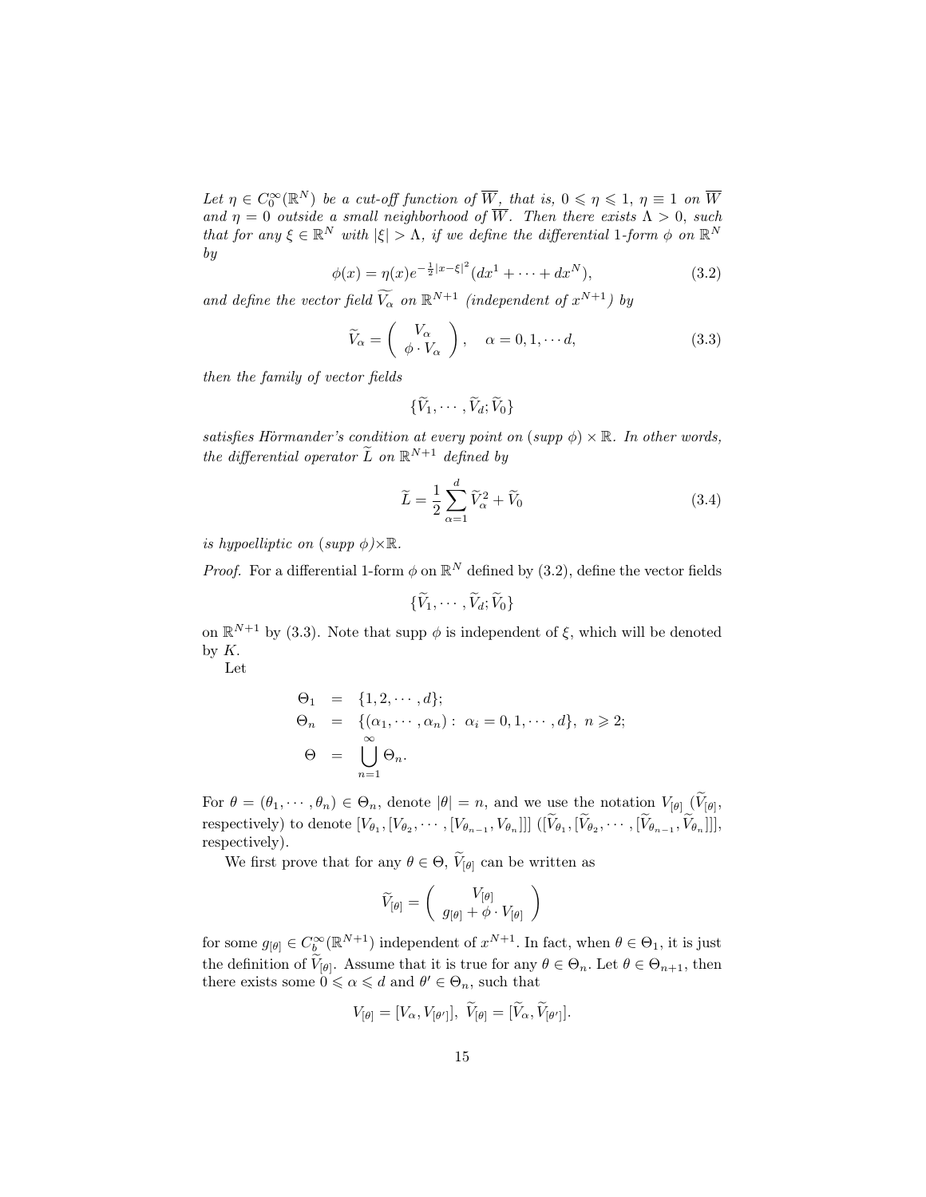*Let $\eta \in C_0^\infty(\mathbb{R}^N)$ be a cut-off function of $\overline{W}$, that is, $0 \leqslant \eta \leqslant 1$, $\eta \equiv 1$ on $\overline{W}$ and $\eta = 0$ outside a small neighborhood of $\overline{W}$. Then there exists $\Lambda > 0$, such that for any $\xi \in \mathbb{R}^N$ with $|\xi| > \Lambda$, if we define the differential 1-form $\phi$ on $\mathbb{R}^N$ by*

$$\phi(x) = \eta(x) e^{-\frac{1}{2}|x-\xi|^2}(dx^1 + \cdots + dx^N), \tag{3.2}$$

*and define the vector field $\widetilde{V_\alpha}$ on $\mathbb{R}^{N+1}$ (independent of $x^{N+1}$) by*

$$\widetilde{V}_\alpha = \begin{pmatrix} V_\alpha \\ \phi \cdot V_\alpha \end{pmatrix}, \quad \alpha = 0, 1, \cdots d, \tag{3.3}$$

*then the family of vector fields*

$$\{\widetilde{V}_1, \cdots, \widetilde{V}_d; \widetilde{V}_0\}$$

*satisfies Hörmander's condition at every point on (supp $\phi$) $\times \mathbb{R}$. In other words, the differential operator $\widetilde{L}$ on $\mathbb{R}^{N+1}$ defined by*

$$\widetilde{L} = \frac{1}{2}\sum_{\alpha=1}^{d} \widetilde{V}_\alpha^2 + \widetilde{V}_0 \tag{3.4}$$

*is hypoelliptic on (supp $\phi$)$\times\mathbb{R}$.*

*Proof.* For a differential 1-form $\phi$ on $\mathbb{R}^N$ defined by (3.2), define the vector fields

$$\{\widetilde{V}_1, \cdots, \widetilde{V}_d; \widetilde{V}_0\}$$

on $\mathbb{R}^{N+1}$ by (3.3). Note that supp $\phi$ is independent of $\xi$, which will be denoted by $K$.

Let

$$\begin{aligned}
\Theta_1 &= \{1, 2, \cdots, d\}; \\
\Theta_n &= \{(\alpha_1, \cdots, \alpha_n) : \alpha_i = 0, 1, \cdots, d\}, \ n \geqslant 2; \\
\Theta &= \bigcup_{n=1}^{\infty} \Theta_n.
\end{aligned}$$

For $\theta = (\theta_1, \cdots, \theta_n) \in \Theta_n$, denote $|\theta| = n$, and we use the notation $V_{[\theta]}$ ($\widetilde{V}_{[\theta]}$, respectively) to denote $[V_{\theta_1}, [V_{\theta_2}, \cdots, [V_{\theta_{n-1}}, V_{\theta_n}]]]$ ($[\widetilde{V}_{\theta_1}, [\widetilde{V}_{\theta_2}, \cdots, [\widetilde{V}_{\theta_{n-1}}, \widetilde{V}_{\theta_n}]]]$, respectively).

We first prove that for any $\theta \in \Theta$, $\widetilde{V}_{[\theta]}$ can be written as

$$\widetilde{V}_{[\theta]} = \begin{pmatrix} V_{[\theta]} \\ g_{[\theta]} + \phi \cdot V_{[\theta]} \end{pmatrix}$$

for some $g_{[\theta]} \in C_b^\infty(\mathbb{R}^{N+1})$ independent of $x^{N+1}$. In fact, when $\theta \in \Theta_1$, it is just the definition of $\widetilde{V}_{[\theta]}$. Assume that it is true for any $\theta \in \Theta_n$. Let $\theta \in \Theta_{n+1}$, then there exists some $0 \leqslant \alpha \leqslant d$ and $\theta' \in \Theta_n$, such that

$$V_{[\theta]} = [V_\alpha, V_{[\theta']}], \ \widetilde{V}_{[\theta]} = [\widetilde{V}_\alpha, \widetilde{V}_{[\theta']}].$$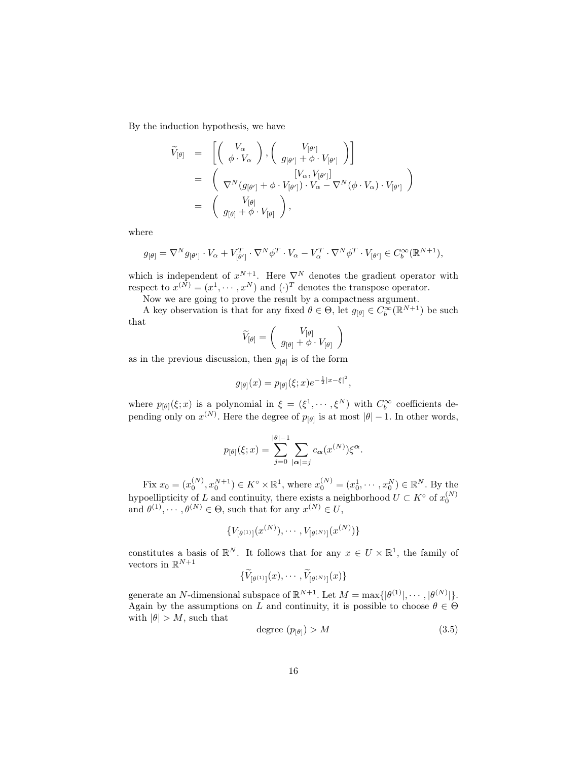By the induction hypothesis, we have

$$
\begin{aligned}
\widetilde{V}_{[\theta]} &= \left[ \begin{pmatrix} V_\alpha \\ \phi \cdot V_\alpha \end{pmatrix}, \begin{pmatrix} V_{[\theta']} \\ g_{[\theta']} + \phi \cdot V_{[\theta']} \end{pmatrix} \right] \\
&= \begin{pmatrix} [V_\alpha, V_{[\theta']}] \\ \nabla^N (g_{[\theta']} + \phi \cdot V_{[\theta']}) \cdot V_\alpha - \nabla^N (\phi \cdot V_\alpha) \cdot V_{[\theta']} \end{pmatrix} \\
&= \begin{pmatrix} V_{[\theta]} \\ g_{[\theta]} + \phi \cdot V_{[\theta]} \end{pmatrix},
\end{aligned}
$$

where

$$
g_{[\theta]} = \nabla^N g_{[\theta']} \cdot V_\alpha + V_{[\theta']}^T \cdot \nabla^N \phi^T \cdot V_\alpha - V_\alpha^T \cdot \nabla^N \phi^T \cdot V_{[\theta']} \in C_b^\infty(\mathbb{R}^{N+1}),
$$

which is independent of $x^{N+1}$. Here $\nabla^N$ denotes the gradient operator with respect to $x^{(N)} = (x^1, \cdots, x^N)$ and $(\cdot)^T$ denotes the transpose operator.

Now we are going to prove the result by a compactness argument.

A key observation is that for any fixed $\theta \in \Theta$, let $g_{[\theta]} \in C_b^\infty(\mathbb{R}^{N+1})$ be such that

$$
\widetilde{V}_{[\theta]} = \begin{pmatrix} V_{[\theta]} \\ g_{[\theta]} + \phi \cdot V_{[\theta]} \end{pmatrix}
$$

as in the previous discussion, then $g_{[\theta]}$ is of the form

$$
g_{[\theta]}(x) = p_{[\theta]}(\xi; x) e^{-\frac{1}{2}|x-\xi|^2},
$$

where $p_{[\theta]}(\xi; x)$ is a polynomial in $\xi = (\xi^1, \cdots, \xi^N)$ with $C_b^\infty$ coefficients depending only on $x^{(N)}$. Here the degree of $p_{[\theta]}$ is at most $|\theta| - 1$. In other words,

$$
p_{[\theta]}(\xi; x) = \sum_{j=0}^{|\theta|-1} \sum_{|\boldsymbol{\alpha}|=j} c_{\boldsymbol{\alpha}}(x^{(N)}) \xi^{\boldsymbol{\alpha}}.
$$

Fix $x_0 = (x_0^{(N)}, x_0^{N+1}) \in K^\circ \times \mathbb{R}^1$, where $x_0^{(N)} = (x_0^1, \cdots, x_0^N) \in \mathbb{R}^N$. By the hypoellipticity of $L$ and continuity, there exists a neighborhood $U \subset K^\circ$ of $x_0^{(N)}$ and $\theta^{(1)}, \cdots, \theta^{(N)} \in \Theta$, such that for any $x^{(N)} \in U$,

$$
\{V_{[\theta^{(1)}]}(x^{(N)}), \cdots, V_{[\theta^{(N)}]}(x^{(N)})\}
$$

constitutes a basis of $\mathbb{R}^N$. It follows that for any $x \in U \times \mathbb{R}^1$, the family of vectors in $\mathbb{R}^{N+1}$

$$
\{\widetilde{V}_{[\theta^{(1)}]}(x), \cdots, \widetilde{V}_{[\theta^{(N)}]}(x)\}
$$

generate an $N$-dimensional subspace of $\mathbb{R}^{N+1}$. Let $M = \max\{|\theta^{(1)}|, \cdots, |\theta^{(N)}|\}$. Again by the assumptions on $L$ and continuity, it is possible to choose $\theta \in \Theta$ with $|\theta| > M$, such that

$$
\text{degree } (p_{[\theta]}) > M \tag{3.5}
$$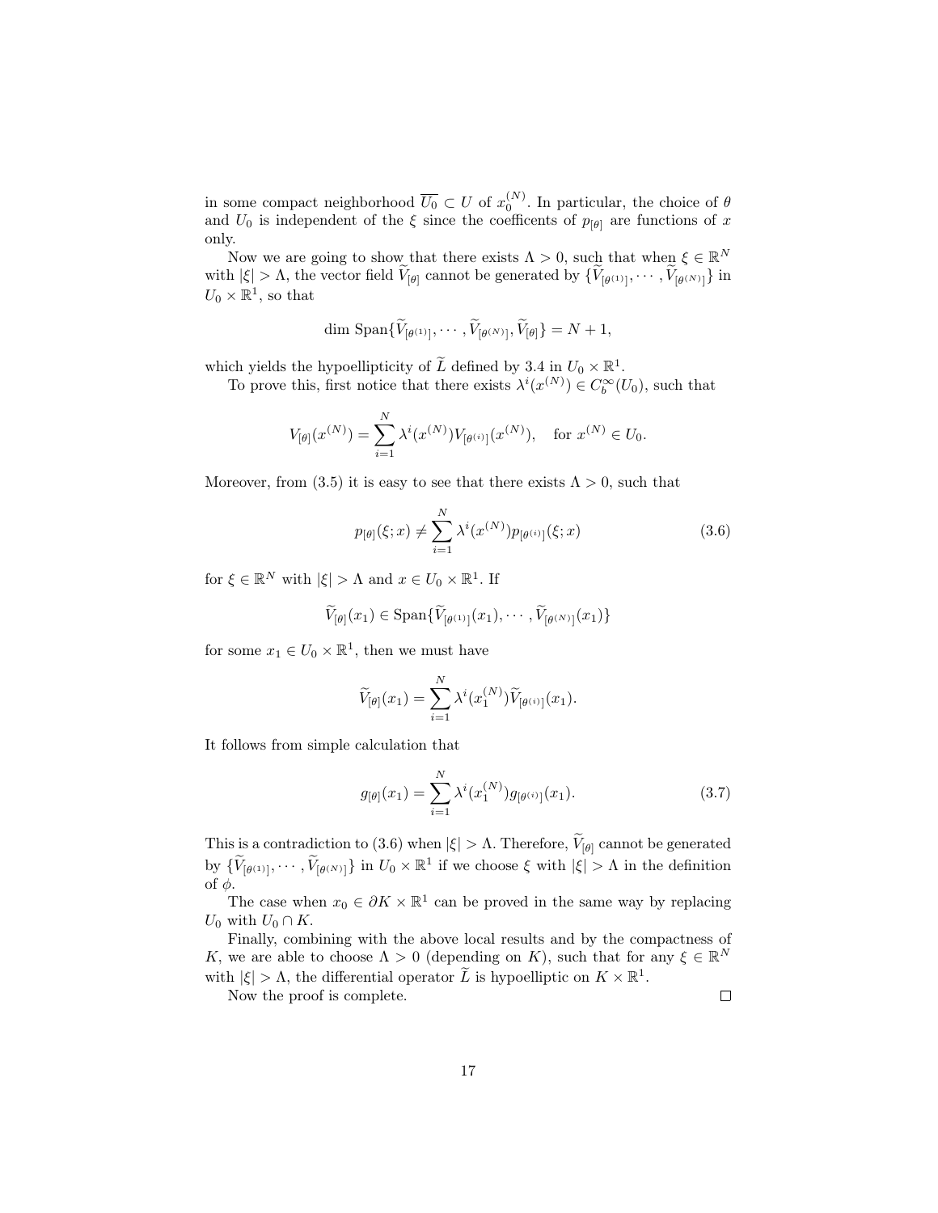in some compact neighborhood $\overline{U_0} \subset U$ of $x_0^{(N)}$. In particular, the choice of $\theta$ and $U_0$ is independent of the $\xi$ since the coefficents of $p_{[\theta]}$ are functions of $x$ only.

Now we are going to show that there exists $\Lambda > 0$, such that when $\xi \in \mathbb{R}^N$ with $|\xi| > \Lambda$, the vector field $\widetilde{V}_{[\theta]}$ cannot be generated by $\{\widetilde{V}_{[\theta^{(1)}]}, \cdots, \widetilde{V}_{[\theta^{(N)}]}\}$ in $U_0 \times \mathbb{R}^1$, so that

$$\dim \operatorname{Span}\{\widetilde{V}_{[\theta^{(1)}]}, \cdots, \widetilde{V}_{[\theta^{(N)}]}, \widetilde{V}_{[\theta]}\} = N + 1,$$

which yields the hypoellipticity of $\widetilde{L}$ defined by 3.4 in $U_0 \times \mathbb{R}^1$.

To prove this, first notice that there exists $\lambda^i(x^{(N)}) \in C_b^\infty(U_0)$, such that

$$V_{[\theta]}(x^{(N)}) = \sum_{i=1}^{N} \lambda^i(x^{(N)}) V_{[\theta^{(i)}]}(x^{(N)}), \quad \text{for } x^{(N)} \in U_0.$$

Moreover, from (3.5) it is easy to see that there exists $\Lambda > 0$, such that

$$p_{[\theta]}(\xi; x) \neq \sum_{i=1}^{N} \lambda^i(x^{(N)}) p_{[\theta^{(i)}]}(\xi; x) \tag{3.6}$$

for $\xi \in \mathbb{R}^N$ with $|\xi| > \Lambda$ and $x \in U_0 \times \mathbb{R}^1$. If

$$\widetilde{V}_{[\theta]}(x_1) \in \operatorname{Span}\{\widetilde{V}_{[\theta^{(1)}]}(x_1), \cdots, \widetilde{V}_{[\theta^{(N)}]}(x_1)\}$$

for some $x_1 \in U_0 \times \mathbb{R}^1$, then we must have

$$\widetilde{V}_{[\theta]}(x_1) = \sum_{i=1}^{N} \lambda^i(x_1^{(N)}) \widetilde{V}_{[\theta^{(i)}]}(x_1).$$

It follows from simple calculation that

$$g_{[\theta]}(x_1) = \sum_{i=1}^{N} \lambda^i(x_1^{(N)}) g_{[\theta^{(i)}]}(x_1). \tag{3.7}$$

This is a contradiction to (3.6) when $|\xi| > \Lambda$. Therefore, $\widetilde{V}_{[\theta]}$ cannot be generated by $\{\widetilde{V}_{[\theta^{(1)}]}, \cdots, \widetilde{V}_{[\theta^{(N)}]}\}$ in $U_0 \times \mathbb{R}^1$ if we choose $\xi$ with $|\xi| > \Lambda$ in the definition of $\phi$.

The case when $x_0 \in \partial K \times \mathbb{R}^1$ can be proved in the same way by replacing $U_0$ with $U_0 \cap K$.

Finally, combining with the above local results and by the compactness of $K$, we are able to choose $\Lambda > 0$ (depending on $K$), such that for any $\xi \in \mathbb{R}^N$ with $|\xi| > \Lambda$, the differential operator $\widetilde{L}$ is hypoelliptic on $K \times \mathbb{R}^1$.

Now the proof is complete. □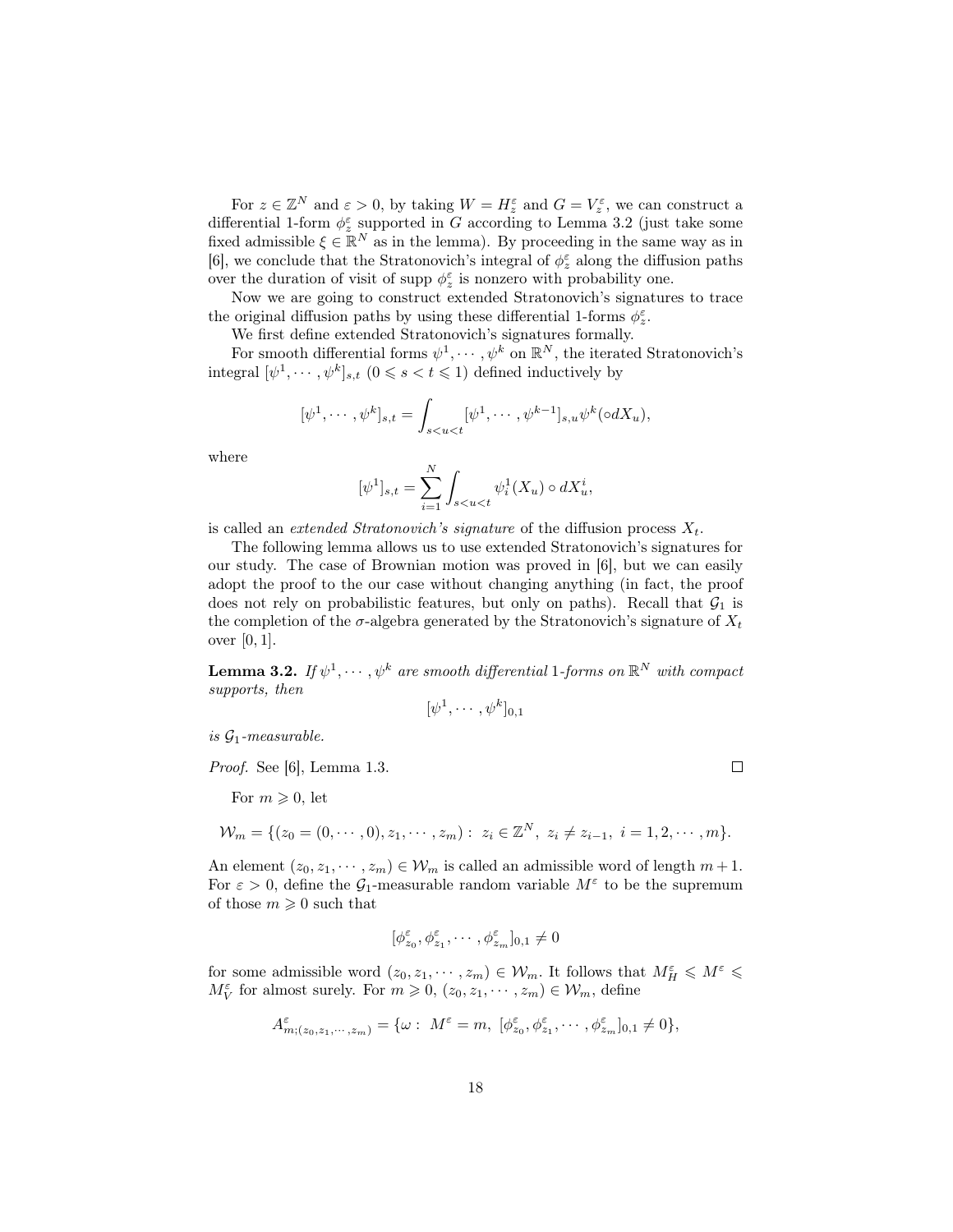For $z \in \mathbb{Z}^N$ and $\varepsilon > 0$, by taking $W = H_z^\varepsilon$ and $G = V_z^\varepsilon$, we can construct a differential 1-form $\phi_z^\varepsilon$ supported in $G$ according to Lemma 3.2 (just take some fixed admissible $\xi \in \mathbb{R}^N$ as in the lemma). By proceeding in the same way as in [6], we conclude that the Stratonovich's integral of $\phi_z^\varepsilon$ along the diffusion paths over the duration of visit of supp $\phi_z^\varepsilon$ is nonzero with probability one.

Now we are going to construct extended Stratonovich's signatures to trace the original diffusion paths by using these differential 1-forms $\phi_z^\varepsilon$.

We first define extended Stratonovich's signatures formally.

For smooth differential forms $\psi^1, \cdots, \psi^k$ on $\mathbb{R}^N$, the iterated Stratonovich's integral $[\psi^1, \cdots, \psi^k]_{s,t}$ $(0 \leqslant s < t \leqslant 1)$ defined inductively by

$$[\psi^1, \cdots, \psi^k]_{s,t} = \int_{s<u<t} [\psi^1, \cdots, \psi^{k-1}]_{s,u} \psi^k(\circ dX_u),$$

where

$$[\psi^1]_{s,t} = \sum_{i=1}^N \int_{s<u<t} \psi_i^1(X_u) \circ dX_u^i,$$

is called an *extended Stratonovich's signature* of the diffusion process $X_t$.

The following lemma allows us to use extended Stratonovich's signatures for our study. The case of Brownian motion was proved in [6], but we can easily adopt the proof to the our case without changing anything (in fact, the proof does not rely on probabilistic features, but only on paths). Recall that $\mathcal{G}_1$ is the completion of the $\sigma$-algebra generated by the Stratonovich's signature of $X_t$ over $[0, 1]$.

**Lemma 3.2.** *If $\psi^1, \cdots, \psi^k$ are smooth differential 1-forms on $\mathbb{R}^N$ with compact supports, then*

$$[\psi^1, \cdots, \psi^k]_{0,1}$$

*is $\mathcal{G}_1$-measurable.*

*Proof.* See [6], Lemma 1.3. □

For $m \geqslant 0$, let

$$\mathcal{W}_m = \{(z_0 = (0, \cdots, 0), z_1, \cdots, z_m) : \; z_i \in \mathbb{Z}^N, \; z_i \neq z_{i-1}, \; i = 1, 2, \cdots, m\}.$$

An element $(z_0, z_1, \cdots, z_m) \in \mathcal{W}_m$ is called an admissible word of length $m + 1$. For $\varepsilon > 0$, define the $\mathcal{G}_1$-measurable random variable $M^\varepsilon$ to be the supremum of those $m \geqslant 0$ such that

$$[\phi_{z_0}^\varepsilon, \phi_{z_1}^\varepsilon, \cdots, \phi_{z_m}^\varepsilon]_{0,1} \neq 0$$

for some admissible word $(z_0, z_1, \cdots, z_m) \in \mathcal{W}_m$. It follows that $M_H^\varepsilon \leqslant M^\varepsilon \leqslant M_V^\varepsilon$ for almost surely. For $m \geqslant 0$, $(z_0, z_1, \cdots, z_m) \in \mathcal{W}_m$, define

$$A_{m;(z_0,z_1,\cdots,z_m)}^\varepsilon = \{\omega : \; M^\varepsilon = m, \; [\phi_{z_0}^\varepsilon, \phi_{z_1}^\varepsilon, \cdots, \phi_{z_m}^\varepsilon]_{0,1} \neq 0\},$$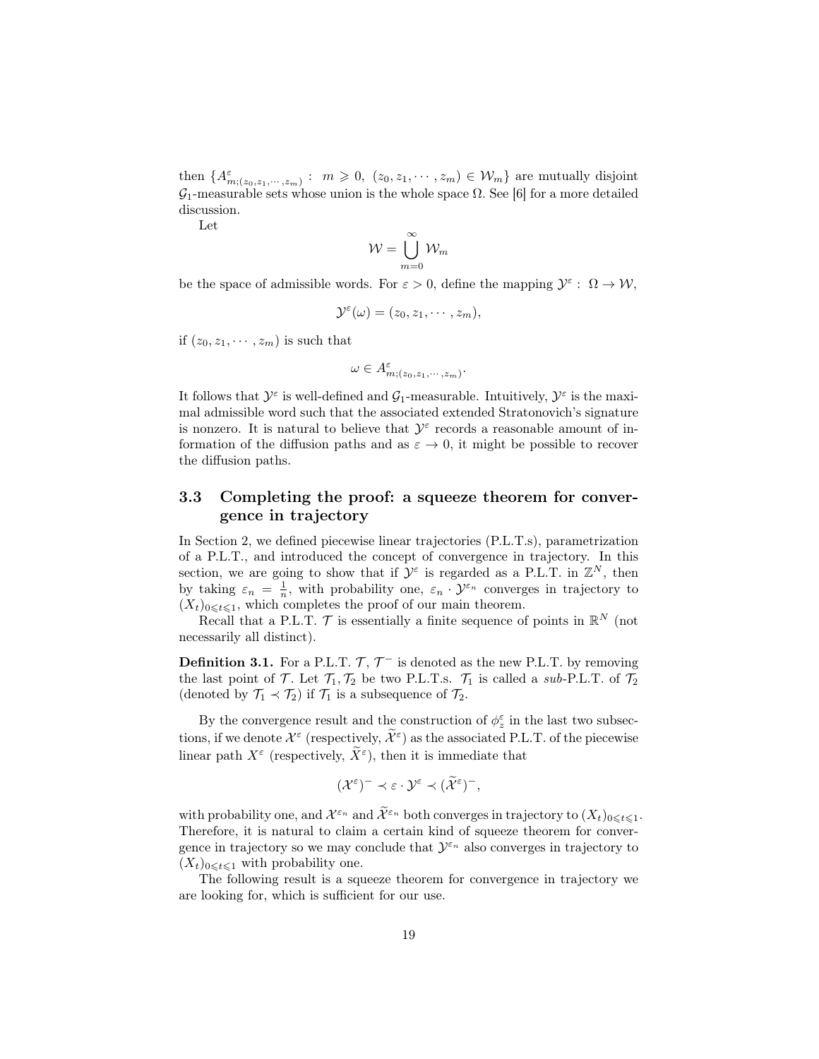then $\{A^{\varepsilon}_{m;(z_0,z_1,\cdots,z_m)}:\ m \geqslant 0,\ (z_0,z_1,\cdots,z_m) \in \mathcal{W}_m\}$ are mutually disjoint $\mathcal{G}_1$-measurable sets whose union is the whole space $\Omega$. See [6] for a more detailed discussion.

Let

$$\mathcal{W} = \bigcup_{m=0}^{\infty} \mathcal{W}_m$$

be the space of admissible words. For $\varepsilon > 0$, define the mapping $\mathcal{Y}^{\varepsilon}:\ \Omega \to \mathcal{W}$,

$$\mathcal{Y}^{\varepsilon}(\omega) = (z_0, z_1, \cdots, z_m),$$

if $(z_0, z_1, \cdots, z_m)$ is such that

$$\omega \in A^{\varepsilon}_{m;(z_0,z_1,\cdots,z_m)}.$$

It follows that $\mathcal{Y}^{\varepsilon}$ is well-defined and $\mathcal{G}_1$-measurable. Intuitively, $\mathcal{Y}^{\varepsilon}$ is the maximal admissible word such that the associated extended Stratonovich's signature is nonzero. It is natural to believe that $\mathcal{Y}^{\varepsilon}$ records a reasonable amount of information of the diffusion paths and as $\varepsilon \to 0$, it might be possible to recover the diffusion paths.

### 3.3 Completing the proof: a squeeze theorem for convergence in trajectory

In Section 2, we defined piecewise linear trajectories (P.L.T.s), parametrization of a P.L.T., and introduced the concept of convergence in trajectory. In this section, we are going to show that if $\mathcal{Y}^{\varepsilon}$ is regarded as a P.L.T. in $\mathbb{Z}^N$, then by taking $\varepsilon_n = \frac{1}{n}$, with probability one, $\varepsilon_n \cdot \mathcal{Y}^{\varepsilon_n}$ converges in trajectory to $(X_t)_{0 \leqslant t \leqslant 1}$, which completes the proof of our main theorem.

Recall that a P.L.T. $\mathcal{T}$ is essentially a finite sequence of points in $\mathbb{R}^N$ (not necessarily all distinct).

**Definition 3.1.** For a P.L.T. $\mathcal{T}$, $\mathcal{T}^{-}$ is denoted as the new P.L.T. by removing the last point of $\mathcal{T}$. Let $\mathcal{T}_1, \mathcal{T}_2$ be two P.L.T.s. $\mathcal{T}_1$ is called a *sub*-P.L.T. of $\mathcal{T}_2$ (denoted by $\mathcal{T}_1 \prec \mathcal{T}_2$) if $\mathcal{T}_1$ is a subsequence of $\mathcal{T}_2$.

By the convergence result and the construction of $\phi^{\varepsilon}_z$ in the last two subsections, if we denote $\mathcal{X}^{\varepsilon}$ (respectively, $\widetilde{\mathcal{X}}^{\varepsilon}$) as the associated P.L.T. of the piecewise linear path $X^{\varepsilon}$ (respectively, $\widetilde{X}^{\varepsilon}$), then it is immediate that

$$(\mathcal{X}^{\varepsilon})^{-} \prec \varepsilon \cdot \mathcal{Y}^{\varepsilon} \prec (\widetilde{\mathcal{X}}^{\varepsilon})^{-},$$

with probability one, and $\mathcal{X}^{\varepsilon_n}$ and $\widetilde{\mathcal{X}}^{\varepsilon_n}$ both converges in trajectory to $(X_t)_{0 \leqslant t \leqslant 1}$. Therefore, it is natural to claim a certain kind of squeeze theorem for convergence in trajectory so we may conclude that $\mathcal{Y}^{\varepsilon_n}$ also converges in trajectory to $(X_t)_{0 \leqslant t \leqslant 1}$ with probability one.

The following result is a squeeze theorem for convergence in trajectory we are looking for, which is sufficient for our use.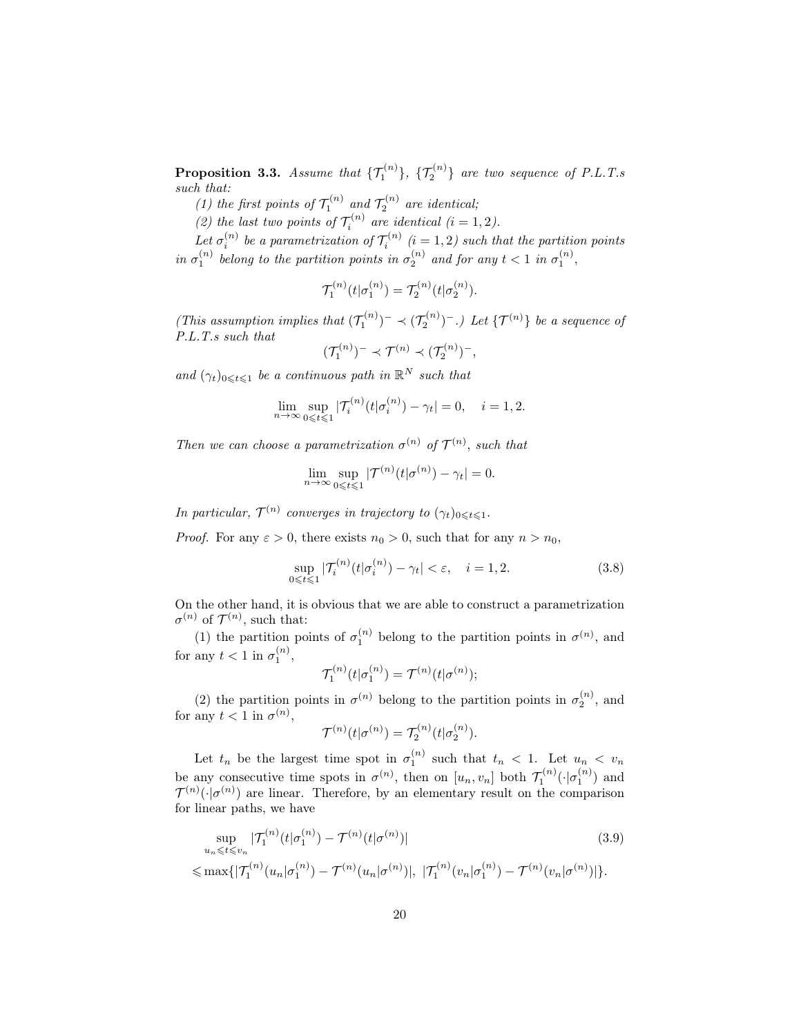**Proposition 3.3.** *Assume that $\{\mathcal{T}_1^{(n)}\}$, $\{\mathcal{T}_2^{(n)}\}$ are two sequence of P.L.T.s such that:*

*(1) the first points of $\mathcal{T}_1^{(n)}$ and $\mathcal{T}_2^{(n)}$ are identical;*

*(2) the last two points of $\mathcal{T}_i^{(n)}$ are identical ($i = 1, 2$).*

*Let $\sigma_i^{(n)}$ be a parametrization of $\mathcal{T}_i^{(n)}$ ($i = 1, 2$) such that the partition points in $\sigma_1^{(n)}$ belong to the partition points in $\sigma_2^{(n)}$ and for any $t < 1$ in $\sigma_1^{(n)}$,*

$$\mathcal{T}_1^{(n)}(t|\sigma_1^{(n)}) = \mathcal{T}_2^{(n)}(t|\sigma_2^{(n)}).$$

*(This assumption implies that $(\mathcal{T}_1^{(n)})^- \prec (\mathcal{T}_2^{(n)})^-$.) Let $\{\mathcal{T}^{(n)}\}$ be a sequence of P.L.T.s such that*

$$(\mathcal{T}_1^{(n)})^- \prec \mathcal{T}^{(n)} \prec (\mathcal{T}_2^{(n)})^-,$$

*and $(\gamma_t)_{0 \leqslant t \leqslant 1}$ be a continuous path in $\mathbb{R}^N$ such that*

$$\lim_{n\to\infty} \sup_{0\leqslant t\leqslant 1} |\mathcal{T}_i^{(n)}(t|\sigma_i^{(n)}) - \gamma_t| = 0, \quad i = 1, 2.$$

*Then we can choose a parametrization $\sigma^{(n)}$ of $\mathcal{T}^{(n)}$, such that*

$$\lim_{n\to\infty} \sup_{0\leqslant t\leqslant 1} |\mathcal{T}^{(n)}(t|\sigma^{(n)}) - \gamma_t| = 0.$$

*In particular, $\mathcal{T}^{(n)}$ converges in trajectory to $(\gamma_t)_{0\leqslant t\leqslant 1}$.*

*Proof.* For any $\varepsilon > 0$, there exists $n_0 > 0$, such that for any $n > n_0$,

$$\sup_{0\leqslant t\leqslant 1} |\mathcal{T}_i^{(n)}(t|\sigma_i^{(n)}) - \gamma_t| < \varepsilon, \quad i = 1, 2. \tag{3.8}$$

On the other hand, it is obvious that we are able to construct a parametrization $\sigma^{(n)}$ of $\mathcal{T}^{(n)}$, such that:

(1) the partition points of $\sigma_1^{(n)}$ belong to the partition points in $\sigma^{(n)}$, and for any $t < 1$ in $\sigma_1^{(n)}$,

$$\mathcal{T}_1^{(n)}(t|\sigma_1^{(n)}) = \mathcal{T}^{(n)}(t|\sigma^{(n)});$$

(2) the partition points in $\sigma^{(n)}$ belong to the partition points in $\sigma_2^{(n)}$, and for any $t < 1$ in $\sigma^{(n)}$,

$$\mathcal{T}^{(n)}(t|\sigma^{(n)}) = \mathcal{T}_2^{(n)}(t|\sigma_2^{(n)}).$$

Let $t_n$ be the largest time spot in $\sigma_1^{(n)}$ such that $t_n < 1$. Let $u_n < v_n$ be any consecutive time spots in $\sigma^{(n)}$, then on $[u_n, v_n]$ both $\mathcal{T}_1^{(n)}(\cdot|\sigma_1^{(n)})$ and $\mathcal{T}^{(n)}(\cdot|\sigma^{(n)})$ are linear. Therefore, by an elementary result on the comparison for linear paths, we have

$$\begin{aligned}
&\sup_{u_n\leqslant t\leqslant v_n} |\mathcal{T}_1^{(n)}(t|\sigma_1^{(n)}) - \mathcal{T}^{(n)}(t|\sigma^{(n)})| \\
\leqslant &\max\{|\mathcal{T}_1^{(n)}(u_n|\sigma_1^{(n)}) - \mathcal{T}^{(n)}(u_n|\sigma^{(n)})|,\ |\mathcal{T}_1^{(n)}(v_n|\sigma_1^{(n)}) - \mathcal{T}^{(n)}(v_n|\sigma^{(n)})|\}.
\end{aligned} \tag{3.9}$$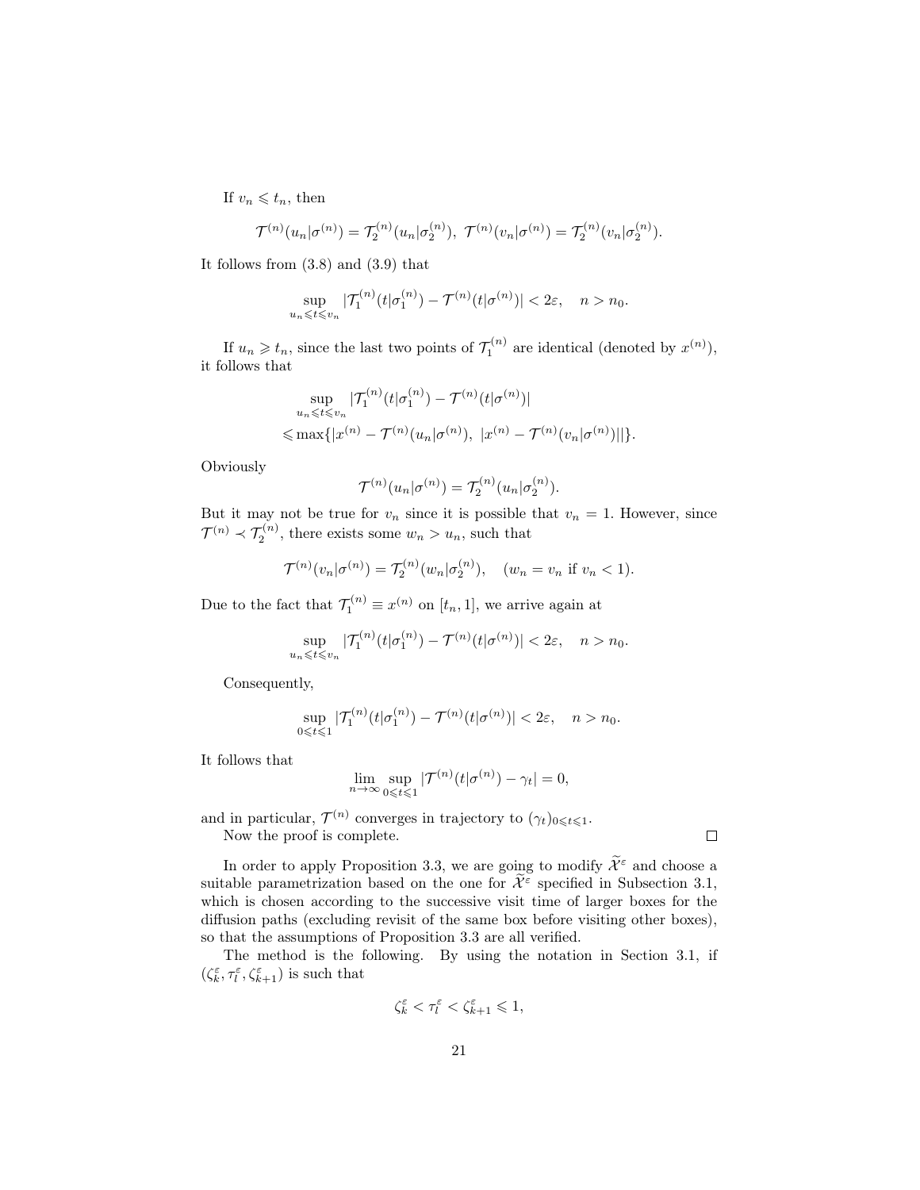If $v_n \leqslant t_n$, then

$$\mathcal{T}^{(n)}(u_n|\sigma^{(n)}) = \mathcal{T}_2^{(n)}(u_n|\sigma_2^{(n)}),\ \mathcal{T}^{(n)}(v_n|\sigma^{(n)}) = \mathcal{T}_2^{(n)}(v_n|\sigma_2^{(n)}).$$

It follows from (3.8) and (3.9) that

$$\sup_{u_n \leqslant t \leqslant v_n} |\mathcal{T}_1^{(n)}(t|\sigma_1^{(n)}) - \mathcal{T}^{(n)}(t|\sigma^{(n)})| < 2\varepsilon, \quad n > n_0.$$

If $u_n \geqslant t_n$, since the last two points of $\mathcal{T}_1^{(n)}$ are identical (denoted by $x^{(n)}$), it follows that

$$\begin{aligned}
&\sup_{u_n \leqslant t \leqslant v_n} |\mathcal{T}_1^{(n)}(t|\sigma_1^{(n)}) - \mathcal{T}^{(n)}(t|\sigma^{(n)})| \\
&\leqslant \max\{|x^{(n)} - \mathcal{T}^{(n)}(u_n|\sigma^{(n)}),\ |x^{(n)} - \mathcal{T}^{(n)}(v_n|\sigma^{(n)})||\}.
\end{aligned}$$

Obviously

$$\mathcal{T}^{(n)}(u_n|\sigma^{(n)}) = \mathcal{T}_2^{(n)}(u_n|\sigma_2^{(n)}).$$

But it may not be true for $v_n$ since it is possible that $v_n = 1$. However, since $\mathcal{T}^{(n)} \prec \mathcal{T}_2^{(n)}$, there exists some $w_n > u_n$, such that

$$\mathcal{T}^{(n)}(v_n|\sigma^{(n)}) = \mathcal{T}_2^{(n)}(w_n|\sigma_2^{(n)}), \quad (w_n = v_n \text{ if } v_n < 1).$$

Due to the fact that $\mathcal{T}_1^{(n)} \equiv x^{(n)}$ on $[t_n, 1]$, we arrive again at

$$\sup_{u_n \leqslant t \leqslant v_n} |\mathcal{T}_1^{(n)}(t|\sigma_1^{(n)}) - \mathcal{T}^{(n)}(t|\sigma^{(n)})| < 2\varepsilon, \quad n > n_0.$$

Consequently,

$$\sup_{0 \leqslant t \leqslant 1} |\mathcal{T}_1^{(n)}(t|\sigma_1^{(n)}) - \mathcal{T}^{(n)}(t|\sigma^{(n)})| < 2\varepsilon, \quad n > n_0.$$

It follows that

$$\lim_{n\to\infty} \sup_{0 \leqslant t \leqslant 1} |\mathcal{T}^{(n)}(t|\sigma^{(n)}) - \gamma_t| = 0,$$

and in particular, $\mathcal{T}^{(n)}$ converges in trajectory to $(\gamma_t)_{0\leqslant t\leqslant 1}$.

Now the proof is complete. □

In order to apply Proposition 3.3, we are going to modify $\widetilde{\mathcal{X}}^\varepsilon$ and choose a suitable parametrization based on the one for $\widetilde{\mathcal{X}}^\varepsilon$ specified in Subsection 3.1, which is chosen according to the successive visit time of larger boxes for the diffusion paths (excluding revisit of the same box before visiting other boxes), so that the assumptions of Proposition 3.3 are all verified.

The method is the following. By using the notation in Section 3.1, if $(\zeta_k^\varepsilon, \tau_l^\varepsilon, \zeta_{k+1}^\varepsilon)$ is such that

$$\zeta_k^\varepsilon < \tau_l^\varepsilon < \zeta_{k+1}^\varepsilon \leqslant 1,$$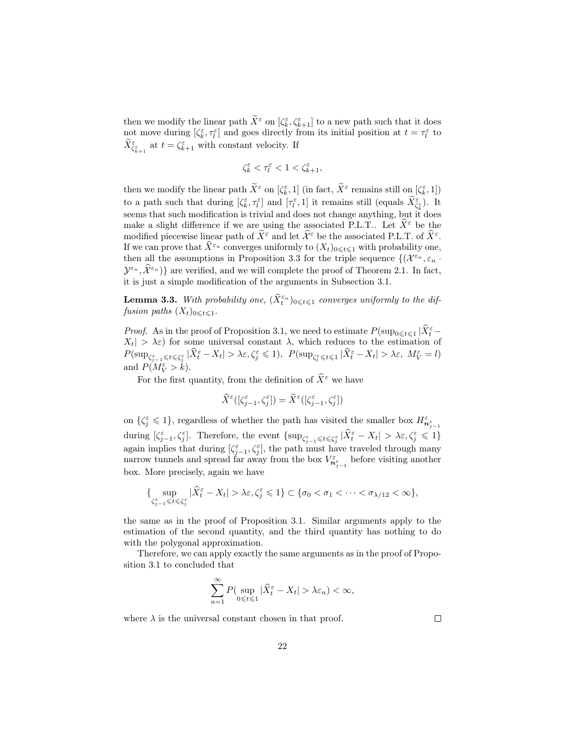then we modify the linear path $\widetilde{X}^\varepsilon$ on $[\zeta_k^\varepsilon, \zeta_{k+1}^\varepsilon]$ to a new path such that it does not move during $[\zeta_k^\varepsilon, \tau_l^\varepsilon]$ and goes directly from its initial position at $t = \tau_l^\varepsilon$ to $\widetilde{X}^\varepsilon_{\zeta_{k+1}^\varepsilon}$ at $t = \zeta_{k+1}^\varepsilon$ with constant velocity. If

$$\zeta_k^\varepsilon < \tau_l^\varepsilon < 1 < \zeta_{k+1}^\varepsilon,$$

then we modify the linear path $\widetilde{X}^\varepsilon$ on $[\zeta_k^\varepsilon, 1]$ (in fact, $\widetilde{X}^\varepsilon$ remains still on $[\zeta_k^\varepsilon, 1]$) to a path such that during $[\zeta_k^\varepsilon, \tau_l^\varepsilon]$ and $[\tau_l^\varepsilon, 1]$ it remains still (equals $\widetilde{X}^\varepsilon_{\zeta_k^\varepsilon}$). It seems that such modification is trivial and does not change anything, but it does make a slight difference if we are using the associated P.L.T.. Let $\widehat{X}^\varepsilon$ be the modified piecewise linear path of $\widetilde{X}^\varepsilon$ and let $\widehat{\mathcal{X}}^\varepsilon$ be the associated P.L.T. of $\widehat{X}^\varepsilon$. If we can prove that $\widehat{X}^{\varepsilon_n}$ converges uniformly to $(X_t)_{0\leqslant t\leqslant 1}$ with probability one, then all the assumptions in Proposition 3.3 for the triple sequence $\{(\mathcal{X}^{\varepsilon_n}, \varepsilon_n \cdot \mathcal{Y}^{\varepsilon_n}, \widehat{\mathcal{X}}^{\varepsilon_n})\}$ are verified, and we will complete the proof of Theorem 2.1. In fact, it is just a simple modification of the arguments in Subsection 3.1.

**Lemma 3.3.** *With probability one, $(\widehat{X}^{\varepsilon_n}_t)_{0\leqslant t\leqslant 1}$ converges uniformly to the diffusion paths $(X_t)_{0\leqslant t\leqslant 1}$.*

*Proof.* As in the proof of Proposition 3.1, we need to estimate $P(\sup_{0\leqslant t\leqslant 1}|\widehat{X}^\varepsilon_t - X_t| > \lambda\varepsilon)$ for some universal constant $\lambda$, which reduces to the estimation of $P(\sup_{\zeta_{j-1}^\varepsilon \leqslant t\leqslant \zeta_j^\varepsilon}|\widehat{X}^\varepsilon_t - X_t| > \lambda\varepsilon, \zeta_j^\varepsilon \leqslant 1)$, $P(\sup_{\zeta_l^\varepsilon \leqslant t\leqslant 1}|\widehat{X}^\varepsilon_t - X_t| > \lambda\varepsilon,\ M_V^\varepsilon = l)$ and $P(M_V^\varepsilon > k)$.

For the first quantity, from the definition of $\widehat{X}^\varepsilon$ we have

$$\widehat{X}^\varepsilon([\zeta_{j-1}^\varepsilon, \zeta_j^\varepsilon]) = \widetilde{X}^\varepsilon([\zeta_{j-1}^\varepsilon, \zeta_j^\varepsilon])$$

on $\{\zeta_j^\varepsilon \leqslant 1\}$, regardless of whether the path has visited the smaller box $H^\varepsilon_{\boldsymbol{n}^\varepsilon_{j-1}}$ during $[\zeta_{j-1}^\varepsilon, \zeta_j^\varepsilon]$. Therefore, the event $\{\sup_{\zeta_{j-1}^\varepsilon \leqslant t\leqslant \zeta_j^\varepsilon}|\widehat{X}^\varepsilon_t - X_t| > \lambda\varepsilon, \zeta_j^\varepsilon \leqslant 1\}$ again implies that during $[\zeta_{j-1}^\varepsilon, \zeta_j^\varepsilon]$, the path must have traveled through many narrow tunnels and spread far away from the box $V^\varepsilon_{\boldsymbol{n}^\varepsilon_{j-1}}$ before visiting another box. More precisely, again we have

$$\{\sup_{\zeta_{j-1}^\varepsilon \leqslant t\leqslant \zeta_j^\varepsilon}|\widehat{X}^\varepsilon_t - X_t| > \lambda\varepsilon, \zeta_j^\varepsilon \leqslant 1\} \subset \{\sigma_0 < \sigma_1 < \cdots < \sigma_{\lambda/12} < \infty\},$$

the same as in the proof of Proposition 3.1. Similar arguments apply to the estimation of the second quantity, and the third quantity has nothing to do with the polygonal approximation.

Therefore, we can apply exactly the same arguments as in the proof of Proposition 3.1 to concluded that

$$\sum_{n=1}^{\infty} P(\sup_{0\leqslant t\leqslant 1}|\widehat{X}^\varepsilon_t - X_t| > \lambda\varepsilon_n) < \infty,$$

where $\lambda$ is the universal constant chosen in that proof. $\square$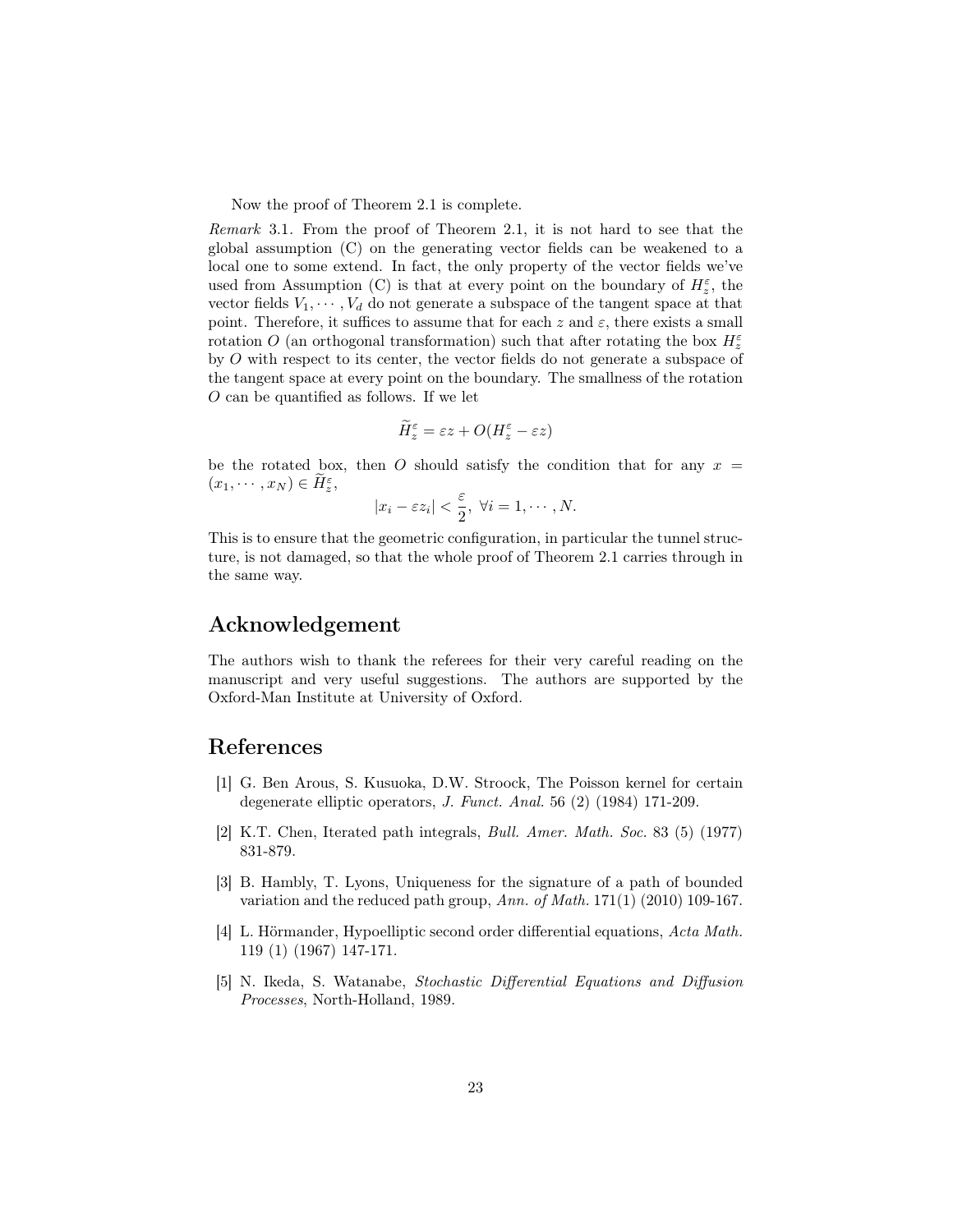Now the proof of Theorem 2.1 is complete.

*Remark* 3.1. From the proof of Theorem 2.1, it is not hard to see that the global assumption (C) on the generating vector fields can be weakened to a local one to some extend. In fact, the only property of the vector fields we've used from Assumption (C) is that at every point on the boundary of $H_z^\varepsilon$, the vector fields $V_1, \cdots, V_d$ do not generate a subspace of the tangent space at that point. Therefore, it suffices to assume that for each $z$ and $\varepsilon$, there exists a small rotation $O$ (an orthogonal transformation) such that after rotating the box $H_z^\varepsilon$ by $O$ with respect to its center, the vector fields do not generate a subspace of the tangent space at every point on the boundary. The smallness of the rotation $O$ can be quantified as follows. If we let

$$\widetilde{H}_z^\varepsilon = \varepsilon z + O(H_z^\varepsilon - \varepsilon z)$$

be the rotated box, then $O$ should satisfy the condition that for any $x = (x_1, \cdots, x_N) \in \widetilde{H}_z^\varepsilon$,

$$|x_i - \varepsilon z_i| < \frac{\varepsilon}{2}, \ \forall i = 1, \cdots, N.$$

This is to ensure that the geometric configuration, in particular the tunnel structure, is not damaged, so that the whole proof of Theorem 2.1 carries through in the same way.

## Acknowledgement

The authors wish to thank the referees for their very careful reading on the manuscript and very useful suggestions. The authors are supported by the Oxford-Man Institute at University of Oxford.

## References

[1] G. Ben Arous, S. Kusuoka, D.W. Stroock, The Poisson kernel for certain degenerate elliptic operators, *J. Funct. Anal.* 56 (2) (1984) 171-209.

[2] K.T. Chen, Iterated path integrals, *Bull. Amer. Math. Soc.* 83 (5) (1977) 831-879.

[3] B. Hambly, T. Lyons, Uniqueness for the signature of a path of bounded variation and the reduced path group, *Ann. of Math.* 171(1) (2010) 109-167.

[4] L. Hörmander, Hypoelliptic second order differential equations, *Acta Math.* 119 (1) (1967) 147-171.

[5] N. Ikeda, S. Watanabe, *Stochastic Differential Equations and Diffusion Processes*, North-Holland, 1989.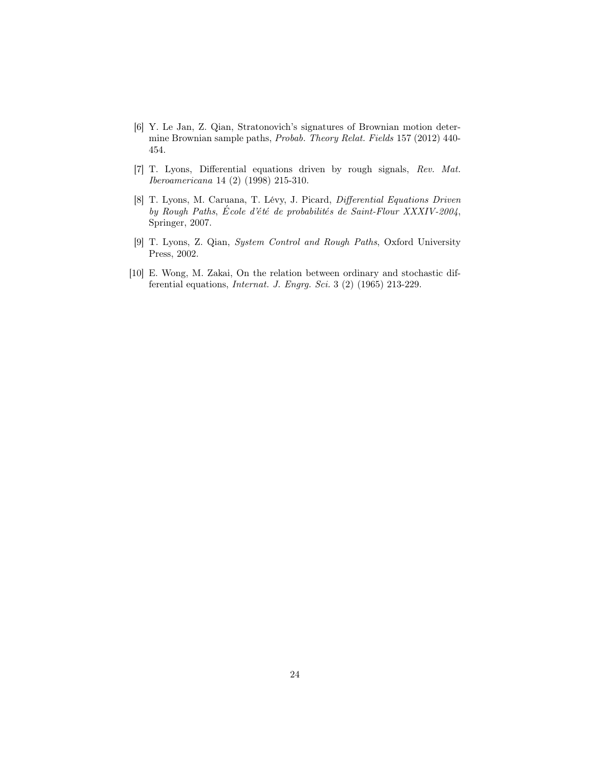[6] Y. Le Jan, Z. Qian, Stratonovich's signatures of Brownian motion determine Brownian sample paths, *Probab. Theory Relat. Fields* 157 (2012) 440-454.

[7] T. Lyons, Differential equations driven by rough signals, *Rev. Mat. Iberoamericana* 14 (2) (1998) 215-310.

[8] T. Lyons, M. Caruana, T. Lévy, J. Picard, *Differential Equations Driven by Rough Paths*, *École d'été de probabilités de Saint-Flour XXXIV-2004*, Springer, 2007.

[9] T. Lyons, Z. Qian, *System Control and Rough Paths*, Oxford University Press, 2002.

[10] E. Wong, M. Zakai, On the relation between ordinary and stochastic differential equations, *Internat. J. Engrg. Sci.* 3 (2) (1965) 213-229.